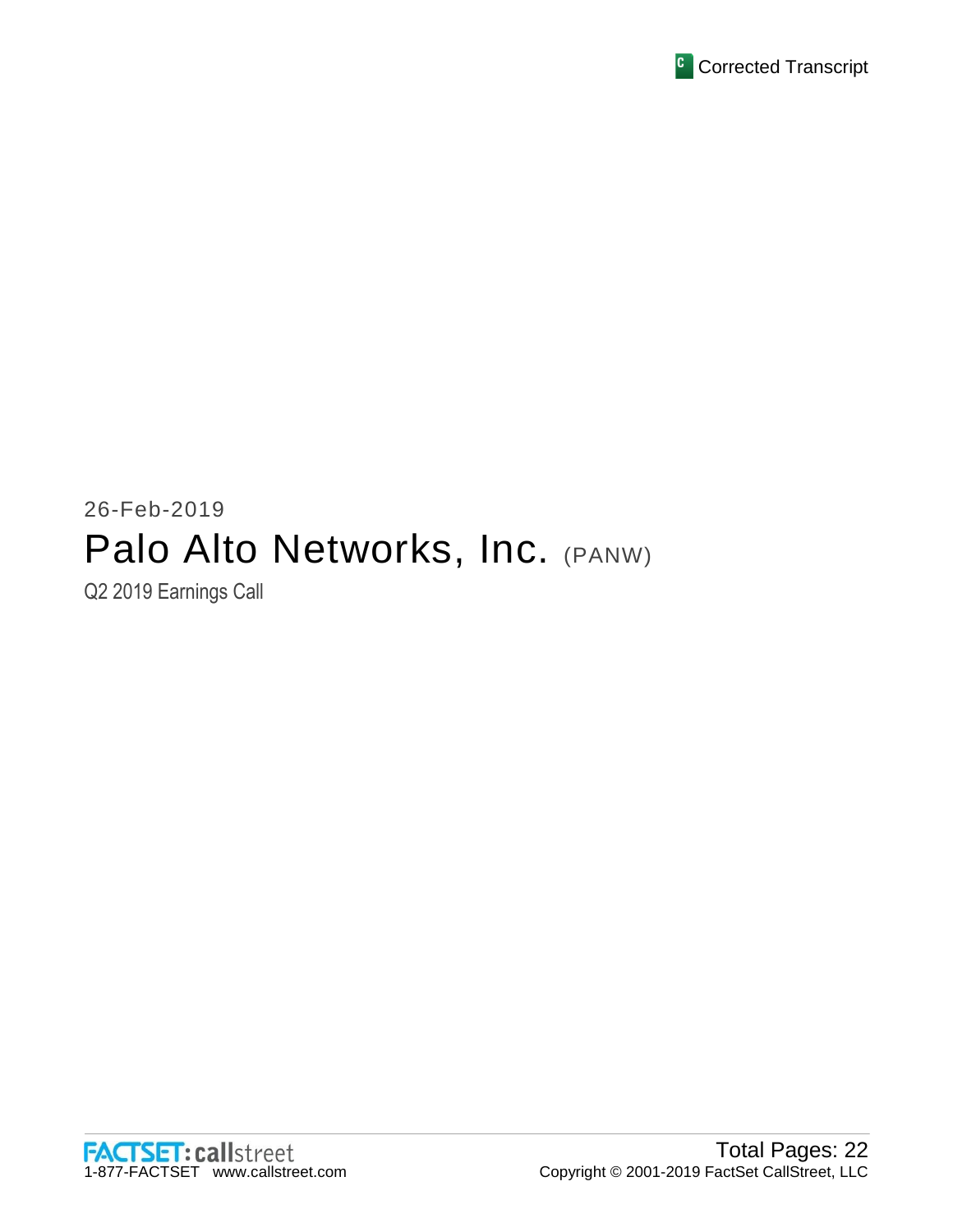Corrected Transcript

26-Feb-2019

# Palo Alto Networks, Inc. (PANW)

Q2 2019 Earnings Call

FACTSET: callstreet
1-877-FACTSET www.callstreet.com

Total Pages: 22
Copyright © 2001-2019 FactSet CallStreet, LLC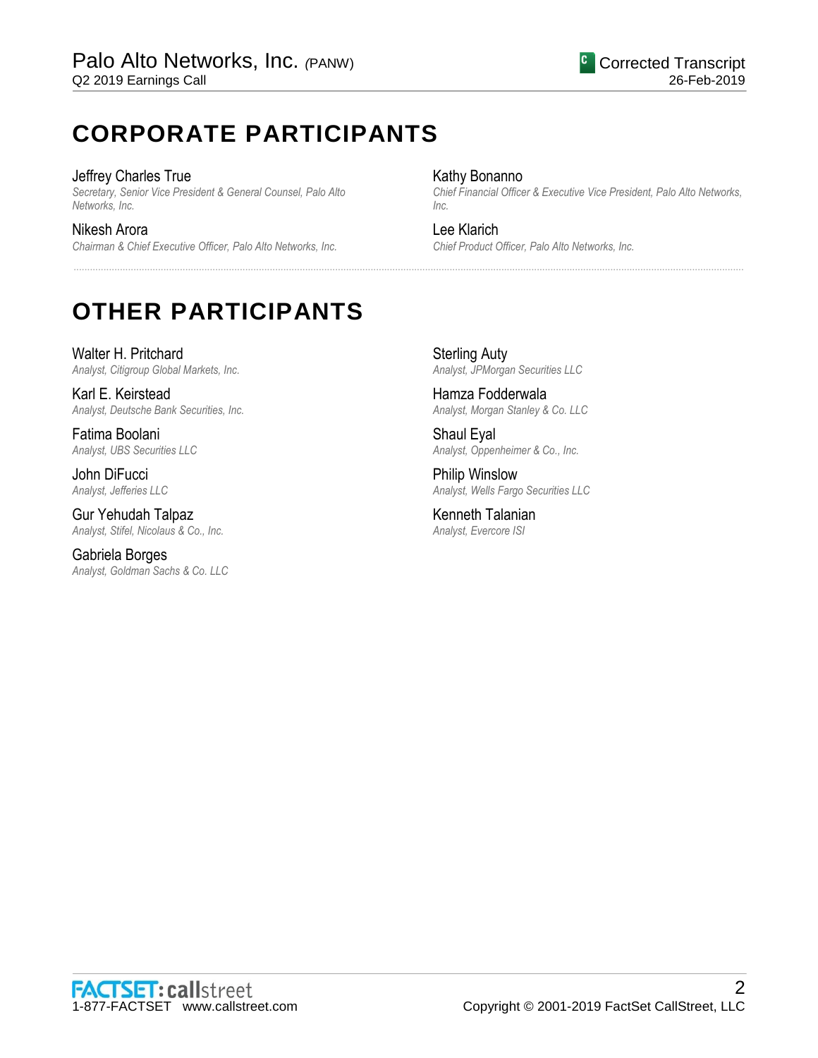# CORPORATE PARTICIPANTS

Jeffrey Charles True
*Secretary, Senior Vice President & General Counsel, Palo Alto Networks, Inc.*

Nikesh Arora
*Chairman & Chief Executive Officer, Palo Alto Networks, Inc.*

Kathy Bonanno
*Chief Financial Officer & Executive Vice President, Palo Alto Networks, Inc.*

Lee Klarich
*Chief Product Officer, Palo Alto Networks, Inc.*

# OTHER PARTICIPANTS

Walter H. Pritchard
*Analyst, Citigroup Global Markets, Inc.*

Karl E. Keirstead
*Analyst, Deutsche Bank Securities, Inc.*

Fatima Boolani
*Analyst, UBS Securities LLC*

John DiFucci
*Analyst, Jefferies LLC*

Gur Yehudah Talpaz
*Analyst, Stifel, Nicolaus & Co., Inc.*

Gabriela Borges
*Analyst, Goldman Sachs & Co. LLC*

Sterling Auty
*Analyst, JPMorgan Securities LLC*

Hamza Fodderwala
*Analyst, Morgan Stanley & Co. LLC*

Shaul Eyal
*Analyst, Oppenheimer & Co., Inc.*

Philip Winslow
*Analyst, Wells Fargo Securities LLC*

Kenneth Talanian
*Analyst, Evercore ISI*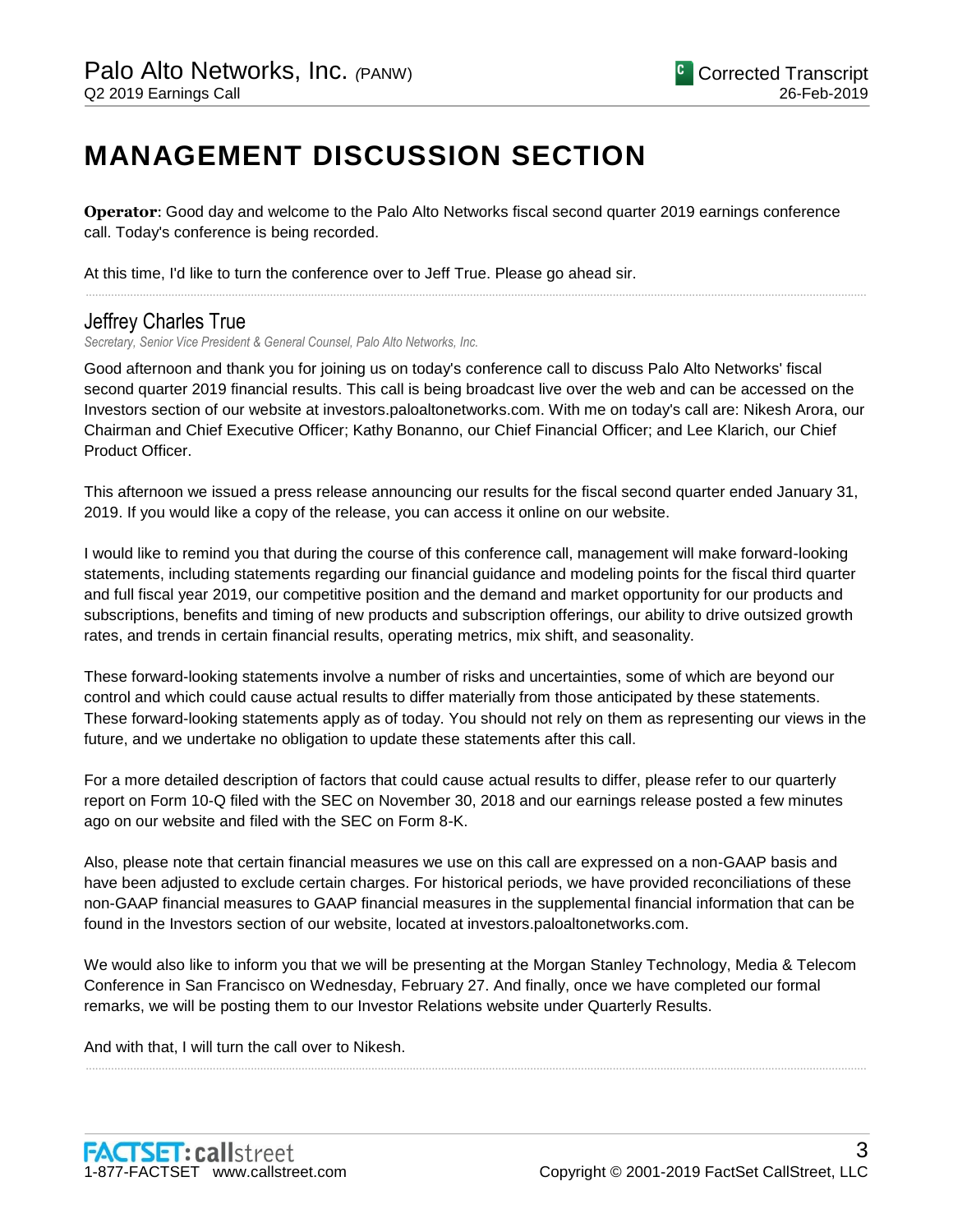# MANAGEMENT DISCUSSION SECTION

**Operator**: Good day and welcome to the Palo Alto Networks fiscal second quarter 2019 earnings conference call. Today's conference is being recorded.

At this time, I'd like to turn the conference over to Jeff True. Please go ahead sir.

## Jeffrey Charles True

*Secretary, Senior Vice President & General Counsel, Palo Alto Networks, Inc.*

Good afternoon and thank you for joining us on today's conference call to discuss Palo Alto Networks' fiscal second quarter 2019 financial results. This call is being broadcast live over the web and can be accessed on the Investors section of our website at investors.paloaltonetworks.com. With me on today's call are: Nikesh Arora, our Chairman and Chief Executive Officer; Kathy Bonanno, our Chief Financial Officer; and Lee Klarich, our Chief Product Officer.

This afternoon we issued a press release announcing our results for the fiscal second quarter ended January 31, 2019. If you would like a copy of the release, you can access it online on our website.

I would like to remind you that during the course of this conference call, management will make forward-looking statements, including statements regarding our financial guidance and modeling points for the fiscal third quarter and full fiscal year 2019, our competitive position and the demand and market opportunity for our products and subscriptions, benefits and timing of new products and subscription offerings, our ability to drive outsized growth rates, and trends in certain financial results, operating metrics, mix shift, and seasonality.

These forward-looking statements involve a number of risks and uncertainties, some of which are beyond our control and which could cause actual results to differ materially from those anticipated by these statements. These forward-looking statements apply as of today. You should not rely on them as representing our views in the future, and we undertake no obligation to update these statements after this call.

For a more detailed description of factors that could cause actual results to differ, please refer to our quarterly report on Form 10-Q filed with the SEC on November 30, 2018 and our earnings release posted a few minutes ago on our website and filed with the SEC on Form 8-K.

Also, please note that certain financial measures we use on this call are expressed on a non-GAAP basis and have been adjusted to exclude certain charges. For historical periods, we have provided reconciliations of these non-GAAP financial measures to GAAP financial measures in the supplemental financial information that can be found in the Investors section of our website, located at investors.paloaltonetworks.com.

We would also like to inform you that we will be presenting at the Morgan Stanley Technology, Media & Telecom Conference in San Francisco on Wednesday, February 27. And finally, once we have completed our formal remarks, we will be posting them to our Investor Relations website under Quarterly Results.

And with that, I will turn the call over to Nikesh.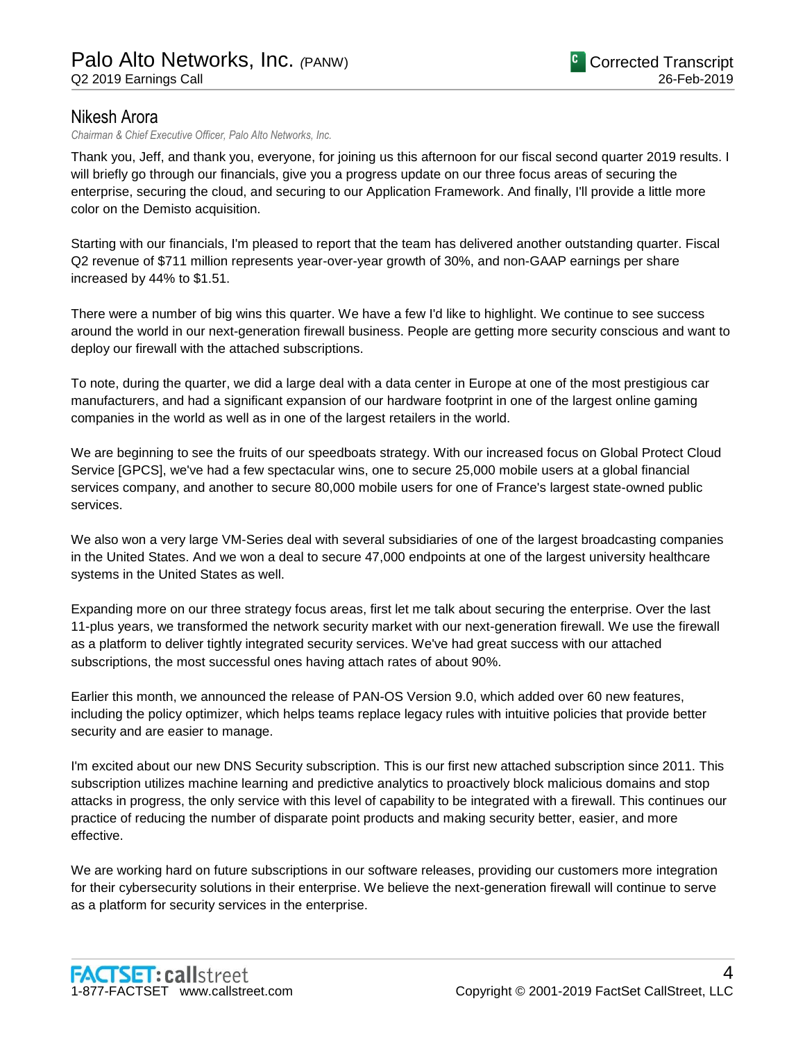## Nikesh Arora

*Chairman & Chief Executive Officer, Palo Alto Networks, Inc.*

Thank you, Jeff, and thank you, everyone, for joining us this afternoon for our fiscal second quarter 2019 results. I will briefly go through our financials, give you a progress update on our three focus areas of securing the enterprise, securing the cloud, and securing to our Application Framework. And finally, I'll provide a little more color on the Demisto acquisition.

Starting with our financials, I'm pleased to report that the team has delivered another outstanding quarter. Fiscal Q2 revenue of $711 million represents year-over-year growth of 30%, and non-GAAP earnings per share increased by 44% to $1.51.

There were a number of big wins this quarter. We have a few I'd like to highlight. We continue to see success around the world in our next-generation firewall business. People are getting more security conscious and want to deploy our firewall with the attached subscriptions.

To note, during the quarter, we did a large deal with a data center in Europe at one of the most prestigious car manufacturers, and had a significant expansion of our hardware footprint in one of the largest online gaming companies in the world as well as in one of the largest retailers in the world.

We are beginning to see the fruits of our speedboats strategy. With our increased focus on Global Protect Cloud Service [GPCS], we've had a few spectacular wins, one to secure 25,000 mobile users at a global financial services company, and another to secure 80,000 mobile users for one of France's largest state-owned public services.

We also won a very large VM-Series deal with several subsidiaries of one of the largest broadcasting companies in the United States. And we won a deal to secure 47,000 endpoints at one of the largest university healthcare systems in the United States as well.

Expanding more on our three strategy focus areas, first let me talk about securing the enterprise. Over the last 11-plus years, we transformed the network security market with our next-generation firewall. We use the firewall as a platform to deliver tightly integrated security services. We've had great success with our attached subscriptions, the most successful ones having attach rates of about 90%.

Earlier this month, we announced the release of PAN-OS Version 9.0, which added over 60 new features, including the policy optimizer, which helps teams replace legacy rules with intuitive policies that provide better security and are easier to manage.

I'm excited about our new DNS Security subscription. This is our first new attached subscription since 2011. This subscription utilizes machine learning and predictive analytics to proactively block malicious domains and stop attacks in progress, the only service with this level of capability to be integrated with a firewall. This continues our practice of reducing the number of disparate point products and making security better, easier, and more effective.

We are working hard on future subscriptions in our software releases, providing our customers more integration for their cybersecurity solutions in their enterprise. We believe the next-generation firewall will continue to serve as a platform for security services in the enterprise.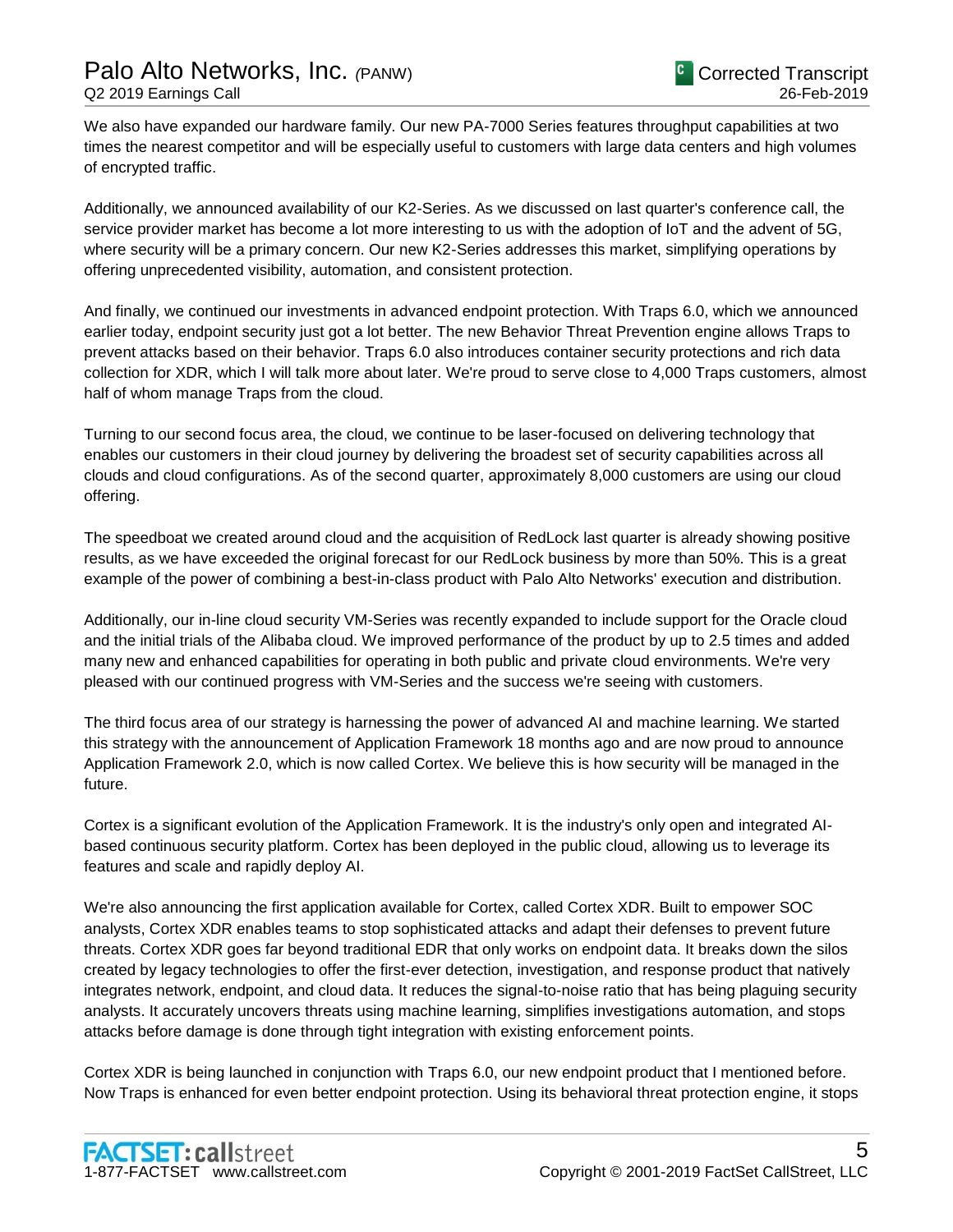We also have expanded our hardware family. Our new PA-7000 Series features throughput capabilities at two times the nearest competitor and will be especially useful to customers with large data centers and high volumes of encrypted traffic.

Additionally, we announced availability of our K2-Series. As we discussed on last quarter's conference call, the service provider market has become a lot more interesting to us with the adoption of IoT and the advent of 5G, where security will be a primary concern. Our new K2-Series addresses this market, simplifying operations by offering unprecedented visibility, automation, and consistent protection.

And finally, we continued our investments in advanced endpoint protection. With Traps 6.0, which we announced earlier today, endpoint security just got a lot better. The new Behavior Threat Prevention engine allows Traps to prevent attacks based on their behavior. Traps 6.0 also introduces container security protections and rich data collection for XDR, which I will talk more about later. We're proud to serve close to 4,000 Traps customers, almost half of whom manage Traps from the cloud.

Turning to our second focus area, the cloud, we continue to be laser-focused on delivering technology that enables our customers in their cloud journey by delivering the broadest set of security capabilities across all clouds and cloud configurations. As of the second quarter, approximately 8,000 customers are using our cloud offering.

The speedboat we created around cloud and the acquisition of RedLock last quarter is already showing positive results, as we have exceeded the original forecast for our RedLock business by more than 50%. This is a great example of the power of combining a best-in-class product with Palo Alto Networks' execution and distribution.

Additionally, our in-line cloud security VM-Series was recently expanded to include support for the Oracle cloud and the initial trials of the Alibaba cloud. We improved performance of the product by up to 2.5 times and added many new and enhanced capabilities for operating in both public and private cloud environments. We're very pleased with our continued progress with VM-Series and the success we're seeing with customers.

The third focus area of our strategy is harnessing the power of advanced AI and machine learning. We started this strategy with the announcement of Application Framework 18 months ago and are now proud to announce Application Framework 2.0, which is now called Cortex. We believe this is how security will be managed in the future.

Cortex is a significant evolution of the Application Framework. It is the industry's only open and integrated AI-based continuous security platform. Cortex has been deployed in the public cloud, allowing us to leverage its features and scale and rapidly deploy AI.

We're also announcing the first application available for Cortex, called Cortex XDR. Built to empower SOC analysts, Cortex XDR enables teams to stop sophisticated attacks and adapt their defenses to prevent future threats. Cortex XDR goes far beyond traditional EDR that only works on endpoint data. It breaks down the silos created by legacy technologies to offer the first-ever detection, investigation, and response product that natively integrates network, endpoint, and cloud data. It reduces the signal-to-noise ratio that has being plaguing security analysts. It accurately uncovers threats using machine learning, simplifies investigations automation, and stops attacks before damage is done through tight integration with existing enforcement points.

Cortex XDR is being launched in conjunction with Traps 6.0, our new endpoint product that I mentioned before. Now Traps is enhanced for even better endpoint protection. Using its behavioral threat protection engine, it stops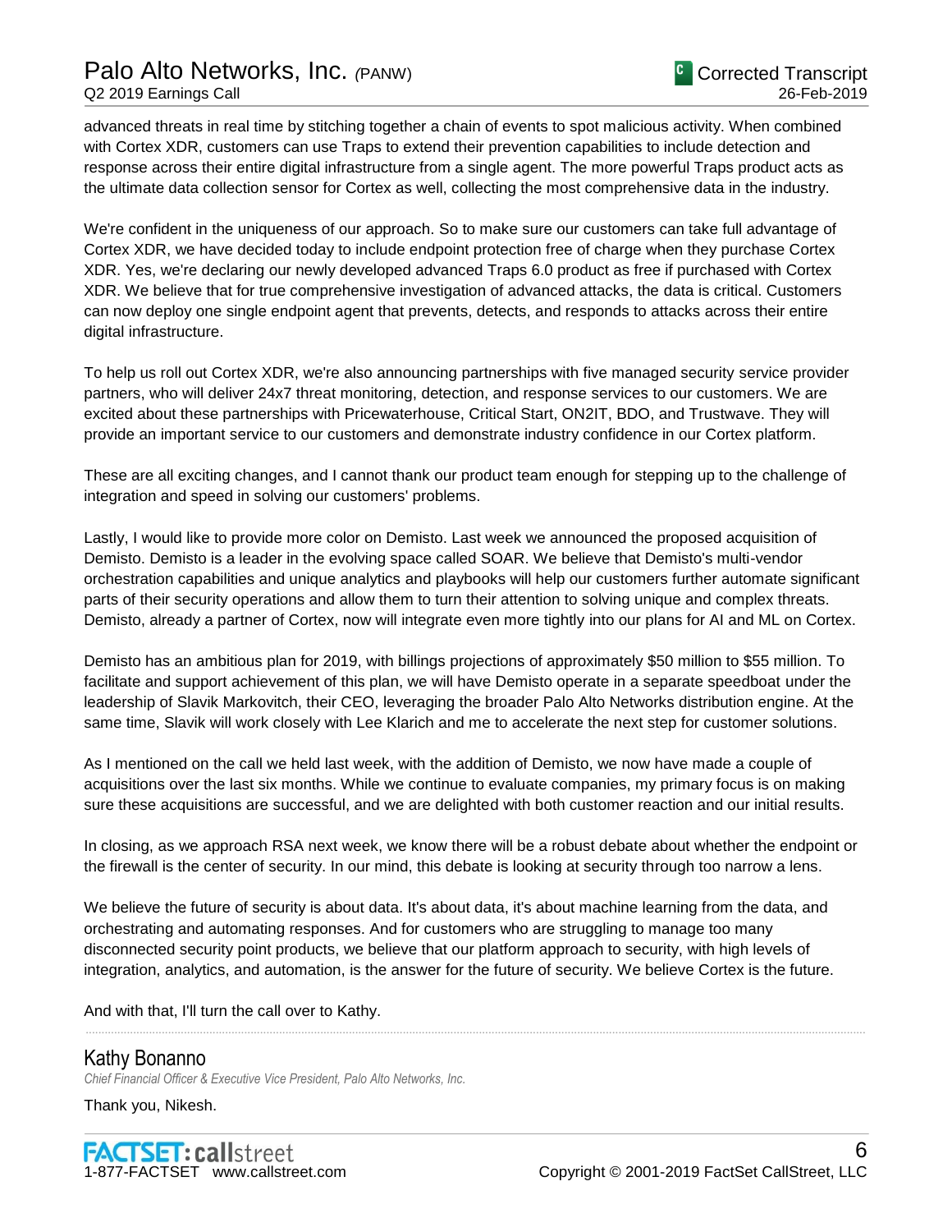advanced threats in real time by stitching together a chain of events to spot malicious activity. When combined with Cortex XDR, customers can use Traps to extend their prevention capabilities to include detection and response across their entire digital infrastructure from a single agent. The more powerful Traps product acts as the ultimate data collection sensor for Cortex as well, collecting the most comprehensive data in the industry.

We're confident in the uniqueness of our approach. So to make sure our customers can take full advantage of Cortex XDR, we have decided today to include endpoint protection free of charge when they purchase Cortex XDR. Yes, we're declaring our newly developed advanced Traps 6.0 product as free if purchased with Cortex XDR. We believe that for true comprehensive investigation of advanced attacks, the data is critical. Customers can now deploy one single endpoint agent that prevents, detects, and responds to attacks across their entire digital infrastructure.

To help us roll out Cortex XDR, we're also announcing partnerships with five managed security service provider partners, who will deliver 24x7 threat monitoring, detection, and response services to our customers. We are excited about these partnerships with Pricewaterhouse, Critical Start, ON2IT, BDO, and Trustwave. They will provide an important service to our customers and demonstrate industry confidence in our Cortex platform.

These are all exciting changes, and I cannot thank our product team enough for stepping up to the challenge of integration and speed in solving our customers' problems.

Lastly, I would like to provide more color on Demisto. Last week we announced the proposed acquisition of Demisto. Demisto is a leader in the evolving space called SOAR. We believe that Demisto's multi-vendor orchestration capabilities and unique analytics and playbooks will help our customers further automate significant parts of their security operations and allow them to turn their attention to solving unique and complex threats. Demisto, already a partner of Cortex, now will integrate even more tightly into our plans for AI and ML on Cortex.

Demisto has an ambitious plan for 2019, with billings projections of approximately $50 million to $55 million. To facilitate and support achievement of this plan, we will have Demisto operate in a separate speedboat under the leadership of Slavik Markovitch, their CEO, leveraging the broader Palo Alto Networks distribution engine. At the same time, Slavik will work closely with Lee Klarich and me to accelerate the next step for customer solutions.

As I mentioned on the call we held last week, with the addition of Demisto, we now have made a couple of acquisitions over the last six months. While we continue to evaluate companies, my primary focus is on making sure these acquisitions are successful, and we are delighted with both customer reaction and our initial results.

In closing, as we approach RSA next week, we know there will be a robust debate about whether the endpoint or the firewall is the center of security. In our mind, this debate is looking at security through too narrow a lens.

We believe the future of security is about data. It's about data, it's about machine learning from the data, and orchestrating and automating responses. And for customers who are struggling to manage too many disconnected security point products, we believe that our platform approach to security, with high levels of integration, analytics, and automation, is the answer for the future of security. We believe Cortex is the future.

And with that, I'll turn the call over to Kathy.

---

## Kathy Bonanno

*Chief Financial Officer & Executive Vice President, Palo Alto Networks, Inc.*

Thank you, Nikesh.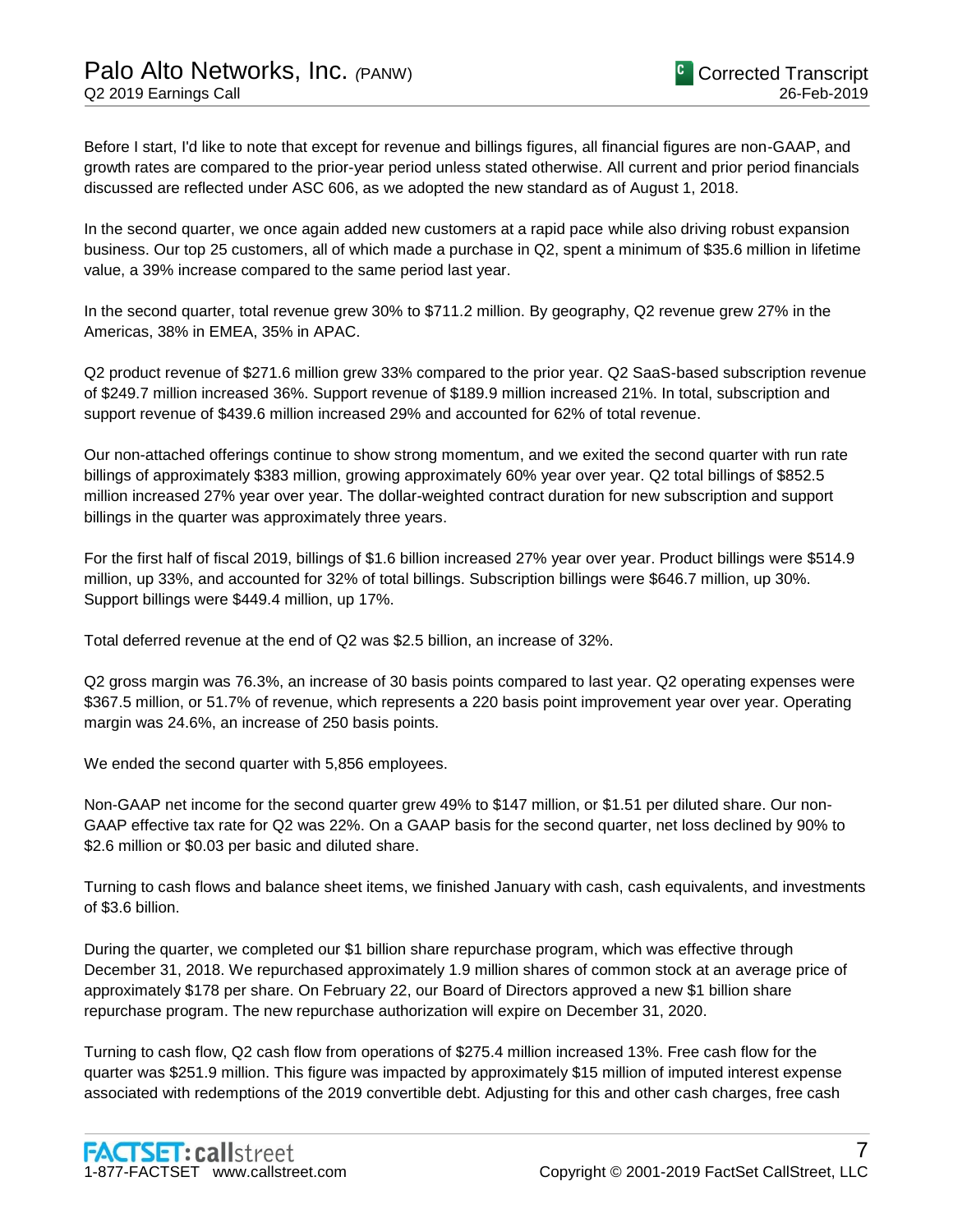Before I start, I'd like to note that except for revenue and billings figures, all financial figures are non-GAAP, and growth rates are compared to the prior-year period unless stated otherwise. All current and prior period financials discussed are reflected under ASC 606, as we adopted the new standard as of August 1, 2018.

In the second quarter, we once again added new customers at a rapid pace while also driving robust expansion business. Our top 25 customers, all of which made a purchase in Q2, spent a minimum of $35.6 million in lifetime value, a 39% increase compared to the same period last year.

In the second quarter, total revenue grew 30% to $711.2 million. By geography, Q2 revenue grew 27% in the Americas, 38% in EMEA, 35% in APAC.

Q2 product revenue of $271.6 million grew 33% compared to the prior year. Q2 SaaS-based subscription revenue of $249.7 million increased 36%. Support revenue of $189.9 million increased 21%. In total, subscription and support revenue of $439.6 million increased 29% and accounted for 62% of total revenue.

Our non-attached offerings continue to show strong momentum, and we exited the second quarter with run rate billings of approximately $383 million, growing approximately 60% year over year. Q2 total billings of $852.5 million increased 27% year over year. The dollar-weighted contract duration for new subscription and support billings in the quarter was approximately three years.

For the first half of fiscal 2019, billings of $1.6 billion increased 27% year over year. Product billings were $514.9 million, up 33%, and accounted for 32% of total billings. Subscription billings were $646.7 million, up 30%. Support billings were $449.4 million, up 17%.

Total deferred revenue at the end of Q2 was $2.5 billion, an increase of 32%.

Q2 gross margin was 76.3%, an increase of 30 basis points compared to last year. Q2 operating expenses were $367.5 million, or 51.7% of revenue, which represents a 220 basis point improvement year over year. Operating margin was 24.6%, an increase of 250 basis points.

We ended the second quarter with 5,856 employees.

Non-GAAP net income for the second quarter grew 49% to $147 million, or $1.51 per diluted share. Our non-GAAP effective tax rate for Q2 was 22%. On a GAAP basis for the second quarter, net loss declined by 90% to $2.6 million or $0.03 per basic and diluted share.

Turning to cash flows and balance sheet items, we finished January with cash, cash equivalents, and investments of $3.6 billion.

During the quarter, we completed our $1 billion share repurchase program, which was effective through December 31, 2018. We repurchased approximately 1.9 million shares of common stock at an average price of approximately $178 per share. On February 22, our Board of Directors approved a new $1 billion share repurchase program. The new repurchase authorization will expire on December 31, 2020.

Turning to cash flow, Q2 cash flow from operations of $275.4 million increased 13%. Free cash flow for the quarter was $251.9 million. This figure was impacted by approximately $15 million of imputed interest expense associated with redemptions of the 2019 convertible debt. Adjusting for this and other cash charges, free cash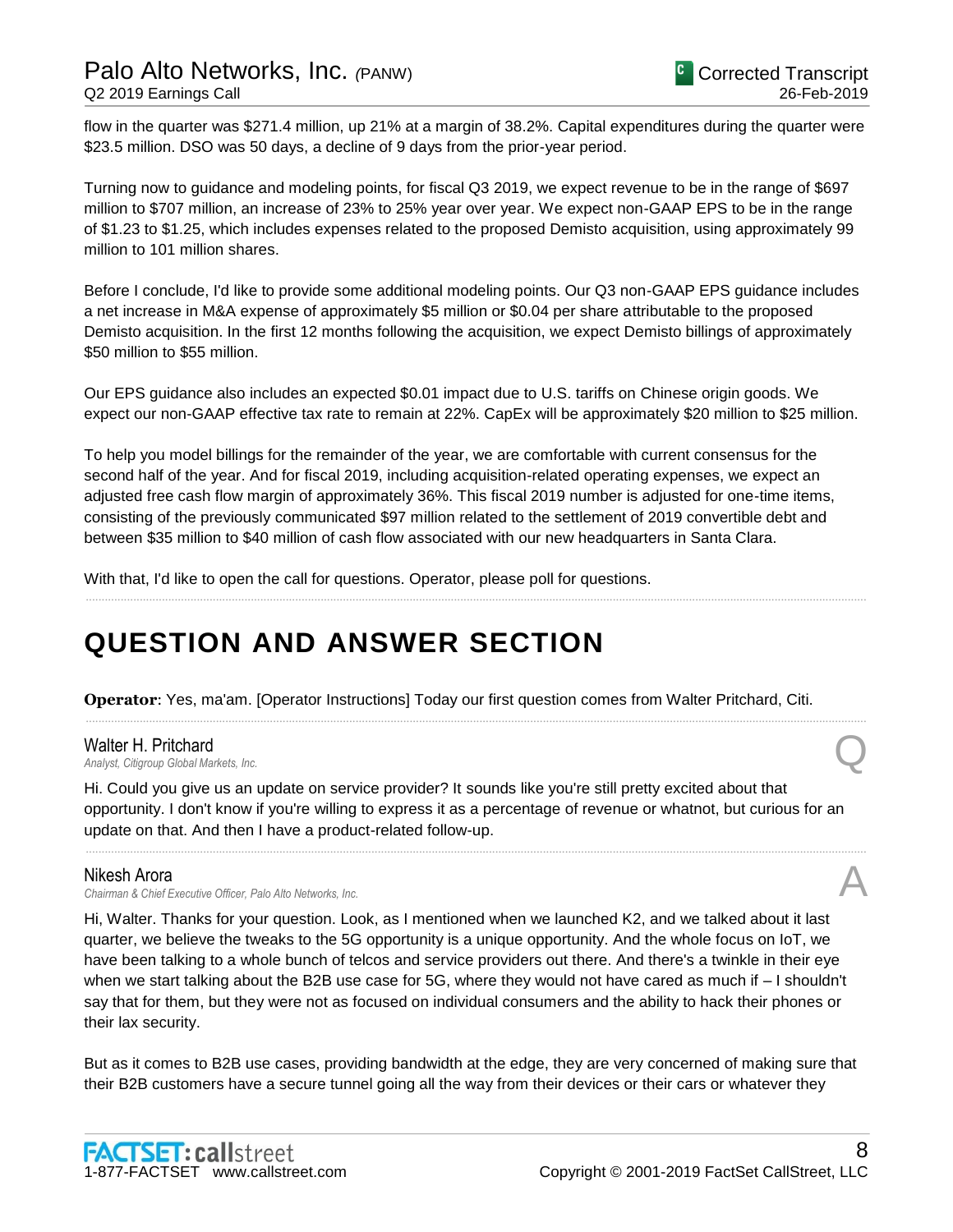flow in the quarter was $271.4 million, up 21% at a margin of 38.2%. Capital expenditures during the quarter were $23.5 million. DSO was 50 days, a decline of 9 days from the prior-year period.

Turning now to guidance and modeling points, for fiscal Q3 2019, we expect revenue to be in the range of $697 million to $707 million, an increase of 23% to 25% year over year. We expect non-GAAP EPS to be in the range of $1.23 to $1.25, which includes expenses related to the proposed Demisto acquisition, using approximately 99 million to 101 million shares.

Before I conclude, I'd like to provide some additional modeling points. Our Q3 non-GAAP EPS guidance includes a net increase in M&A expense of approximately $5 million or $0.04 per share attributable to the proposed Demisto acquisition. In the first 12 months following the acquisition, we expect Demisto billings of approximately $50 million to $55 million.

Our EPS guidance also includes an expected $0.01 impact due to U.S. tariffs on Chinese origin goods. We expect our non-GAAP effective tax rate to remain at 22%. CapEx will be approximately $20 million to $25 million.

To help you model billings for the remainder of the year, we are comfortable with current consensus for the second half of the year. And for fiscal 2019, including acquisition-related operating expenses, we expect an adjusted free cash flow margin of approximately 36%. This fiscal 2019 number is adjusted for one-time items, consisting of the previously communicated $97 million related to the settlement of 2019 convertible debt and between $35 million to $40 million of cash flow associated with our new headquarters in Santa Clara.

With that, I'd like to open the call for questions. Operator, please poll for questions.

# QUESTION AND ANSWER SECTION

**Operator**: Yes, ma'am. [Operator Instructions] Today our first question comes from Walter Pritchard, Citi.

**Walter H. Pritchard**
*Analyst, Citigroup Global Markets, Inc.* — Q

Hi. Could you give us an update on service provider? It sounds like you're still pretty excited about that opportunity. I don't know if you're willing to express it as a percentage of revenue or whatnot, but curious for an update on that. And then I have a product-related follow-up.

**Nikesh Arora**
*Chairman & Chief Executive Officer, Palo Alto Networks, Inc.* — A

Hi, Walter. Thanks for your question. Look, as I mentioned when we launched K2, and we talked about it last quarter, we believe the tweaks to the 5G opportunity is a unique opportunity. And the whole focus on IoT, we have been talking to a whole bunch of telcos and service providers out there. And there's a twinkle in their eye when we start talking about the B2B use case for 5G, where they would not have cared as much if – I shouldn't say that for them, but they were not as focused on individual consumers and the ability to hack their phones or their lax security.

But as it comes to B2B use cases, providing bandwidth at the edge, they are very concerned of making sure that their B2B customers have a secure tunnel going all the way from their devices or their cars or whatever they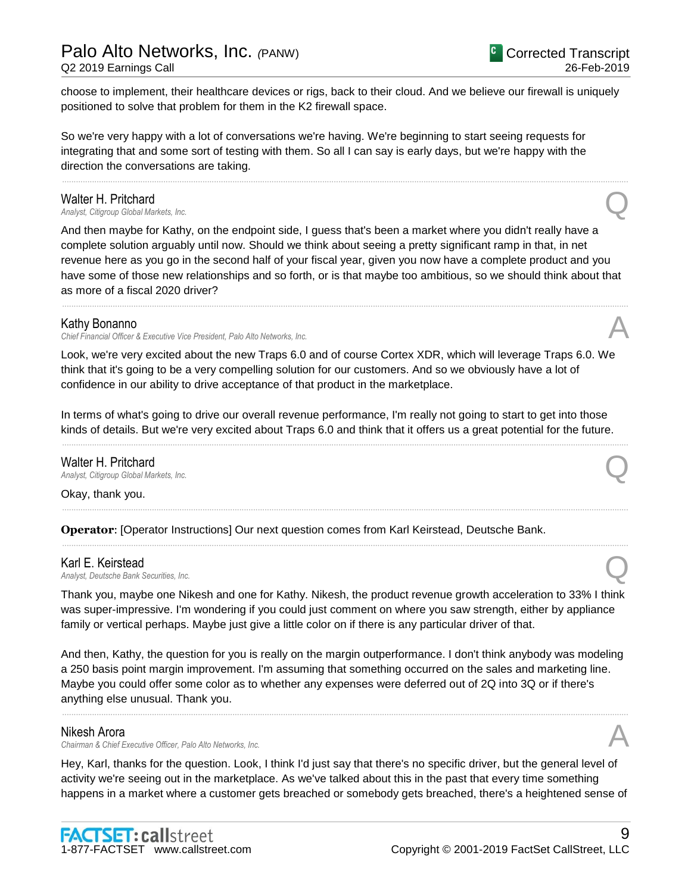choose to implement, their healthcare devices or rigs, back to their cloud. And we believe our firewall is uniquely positioned to solve that problem for them in the K2 firewall space.

So we're very happy with a lot of conversations we're having. We're beginning to start seeing requests for integrating that and some sort of testing with them. So all I can say is early days, but we're happy with the direction the conversations are taking.

---

**Walter H. Pritchard**
*Analyst, Citigroup Global Markets, Inc.*

Q

And then maybe for Kathy, on the endpoint side, I guess that's been a market where you didn't really have a complete solution arguably until now. Should we think about seeing a pretty significant ramp in that, in net revenue here as you go in the second half of your fiscal year, given you now have a complete product and you have some of those new relationships and so forth, or is that maybe too ambitious, so we should think about that as more of a fiscal 2020 driver?

---

**Kathy Bonanno**
*Chief Financial Officer & Executive Vice President, Palo Alto Networks, Inc.*

A

Look, we're very excited about the new Traps 6.0 and of course Cortex XDR, which will leverage Traps 6.0. We think that it's going to be a very compelling solution for our customers. And so we obviously have a lot of confidence in our ability to drive acceptance of that product in the marketplace.

In terms of what's going to drive our overall revenue performance, I'm really not going to start to get into those kinds of details. But we're very excited about Traps 6.0 and think that it offers us a great potential for the future.

---

**Walter H. Pritchard**
*Analyst, Citigroup Global Markets, Inc.*

Q

Okay, thank you.

---

**Operator**: [Operator Instructions] Our next question comes from Karl Keirstead, Deutsche Bank.

---

**Karl E. Keirstead**
*Analyst, Deutsche Bank Securities, Inc.*

Q

Thank you, maybe one Nikesh and one for Kathy. Nikesh, the product revenue growth acceleration to 33% I think was super-impressive. I'm wondering if you could just comment on where you saw strength, either by appliance family or vertical perhaps. Maybe just give a little color on if there is any particular driver of that.

And then, Kathy, the question for you is really on the margin outperformance. I don't think anybody was modeling a 250 basis point margin improvement. I'm assuming that something occurred on the sales and marketing line. Maybe you could offer some color as to whether any expenses were deferred out of 2Q into 3Q or if there's anything else unusual. Thank you.

---

**Nikesh Arora**
*Chairman & Chief Executive Officer, Palo Alto Networks, Inc.*

A

Hey, Karl, thanks for the question. Look, I think I'd just say that there's no specific driver, but the general level of activity we're seeing out in the marketplace. As we've talked about this in the past that every time something happens in a market where a customer gets breached or somebody gets breached, there's a heightened sense of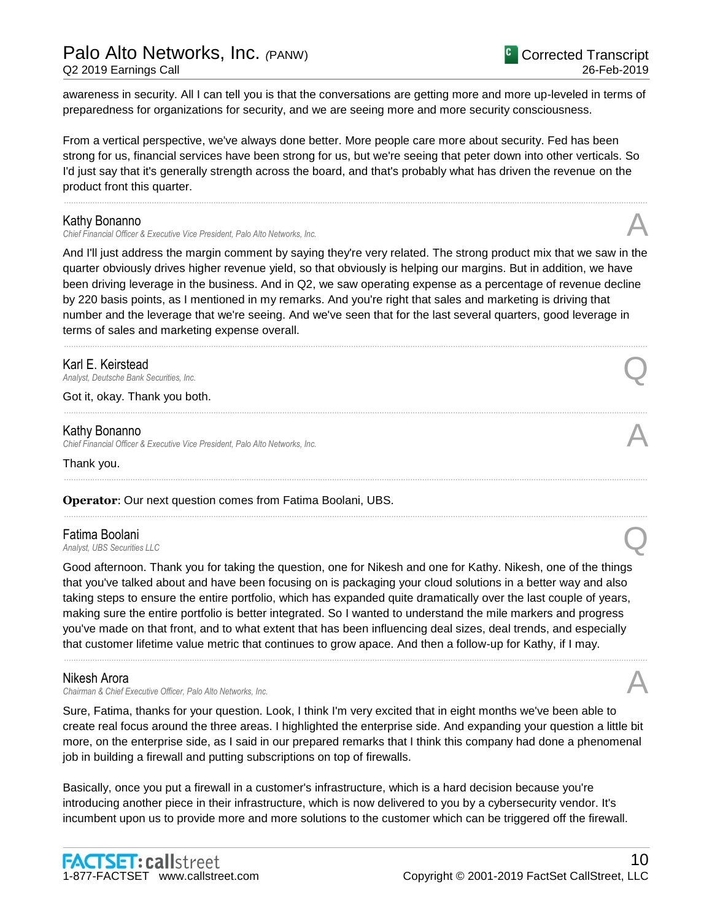awareness in security. All I can tell you is that the conversations are getting more and more up-leveled in terms of preparedness for organizations for security, and we are seeing more and more security consciousness.

From a vertical perspective, we've always done better. More people care more about security. Fed has been strong for us, financial services have been strong for us, but we're seeing that peter down into other verticals. So I'd just say that it's generally strength across the board, and that's probably what has driven the revenue on the product front this quarter.

---

**Kathy Bonanno**
*Chief Financial Officer & Executive Vice President, Palo Alto Networks, Inc.* **A**

And I'll just address the margin comment by saying they're very related. The strong product mix that we saw in the quarter obviously drives higher revenue yield, so that obviously is helping our margins. But in addition, we have been driving leverage in the business. And in Q2, we saw operating expense as a percentage of revenue decline by 220 basis points, as I mentioned in my remarks. And you're right that sales and marketing is driving that number and the leverage that we're seeing. And we've seen that for the last several quarters, good leverage in terms of sales and marketing expense overall.

---

**Karl E. Keirstead**
*Analyst, Deutsche Bank Securities, Inc.* **Q**

Got it, okay. Thank you both.

---

**Kathy Bonanno**
*Chief Financial Officer & Executive Vice President, Palo Alto Networks, Inc.* **A**

Thank you.

---

**Operator**: Our next question comes from Fatima Boolani, UBS.

---

**Fatima Boolani**
*Analyst, UBS Securities LLC* **Q**

Good afternoon. Thank you for taking the question, one for Nikesh and one for Kathy. Nikesh, one of the things that you've talked about and have been focusing on is packaging your cloud solutions in a better way and also taking steps to ensure the entire portfolio, which has expanded quite dramatically over the last couple of years, making sure the entire portfolio is better integrated. So I wanted to understand the mile markers and progress you've made on that front, and to what extent that has been influencing deal sizes, deal trends, and especially that customer lifetime value metric that continues to grow apace. And then a follow-up for Kathy, if I may.

---

**Nikesh Arora**
*Chairman & Chief Executive Officer, Palo Alto Networks, Inc.* **A**

Sure, Fatima, thanks for your question. Look, I think I'm very excited that in eight months we've been able to create real focus around the three areas. I highlighted the enterprise side. And expanding your question a little bit more, on the enterprise side, as I said in our prepared remarks that I think this company had done a phenomenal job in building a firewall and putting subscriptions on top of firewalls.

Basically, once you put a firewall in a customer's infrastructure, which is a hard decision because you're introducing another piece in their infrastructure, which is now delivered to you by a cybersecurity vendor. It's incumbent upon us to provide more and more solutions to the customer which can be triggered off the firewall.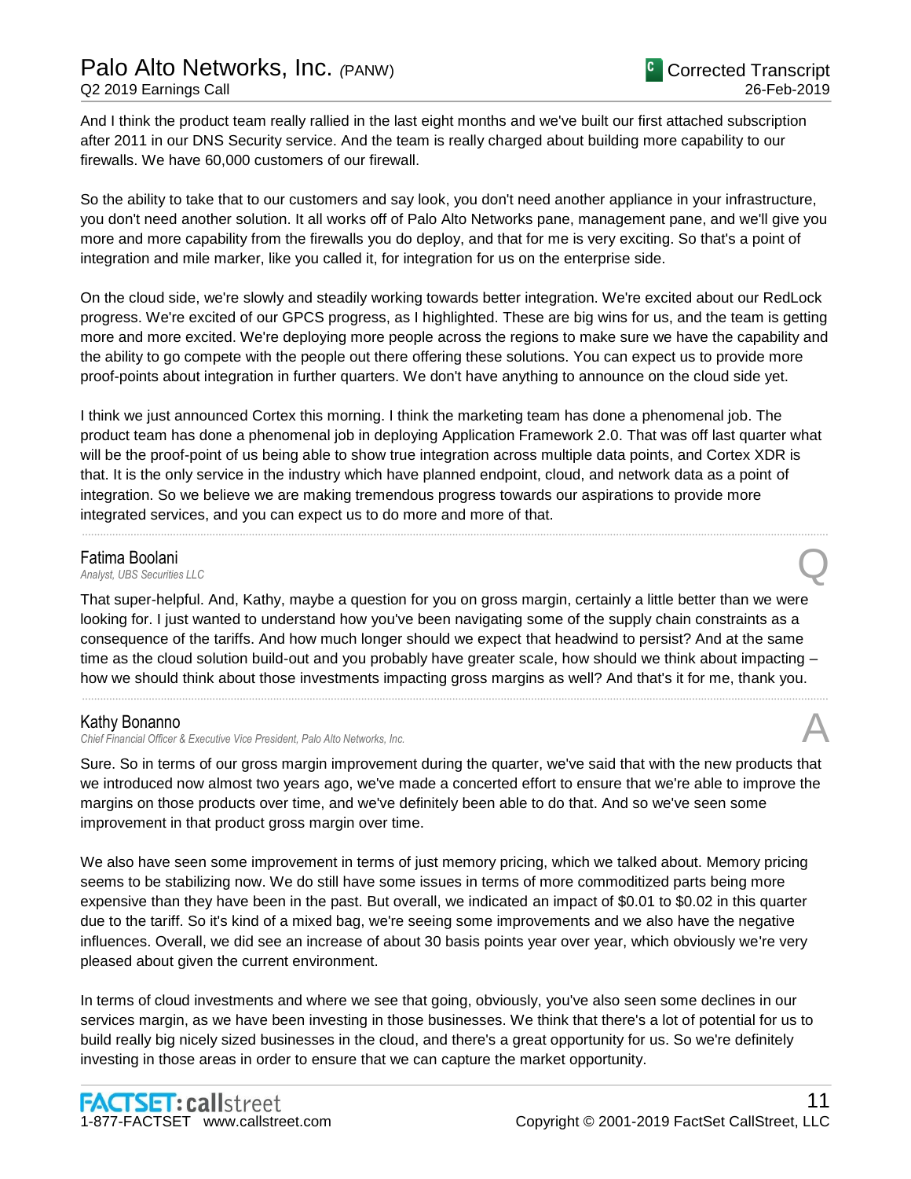And I think the product team really rallied in the last eight months and we've built our first attached subscription after 2011 in our DNS Security service. And the team is really charged about building more capability to our firewalls. We have 60,000 customers of our firewall.

So the ability to take that to our customers and say look, you don't need another appliance in your infrastructure, you don't need another solution. It all works off of Palo Alto Networks pane, management pane, and we'll give you more and more capability from the firewalls you do deploy, and that for me is very exciting. So that's a point of integration and mile marker, like you called it, for integration for us on the enterprise side.

On the cloud side, we're slowly and steadily working towards better integration. We're excited about our RedLock progress. We're excited of our GPCS progress, as I highlighted. These are big wins for us, and the team is getting more and more excited. We're deploying more people across the regions to make sure we have the capability and the ability to go compete with the people out there offering these solutions. You can expect us to provide more proof-points about integration in further quarters. We don't have anything to announce on the cloud side yet.

I think we just announced Cortex this morning. I think the marketing team has done a phenomenal job. The product team has done a phenomenal job in deploying Application Framework 2.0. That was off last quarter what will be the proof-point of us being able to show true integration across multiple data points, and Cortex XDR is that. It is the only service in the industry which have planned endpoint, cloud, and network data as a point of integration. So we believe we are making tremendous progress towards our aspirations to provide more integrated services, and you can expect us to do more and more of that.

---

**Fatima Boolani**
*Analyst, UBS Securities LLC* **Q**

That super-helpful. And, Kathy, maybe a question for you on gross margin, certainly a little better than we were looking for. I just wanted to understand how you've been navigating some of the supply chain constraints as a consequence of the tariffs. And how much longer should we expect that headwind to persist? And at the same time as the cloud solution build-out and you probably have greater scale, how should we think about impacting – how we should think about those investments impacting gross margins as well? And that's it for me, thank you.

---

**Kathy Bonanno**
*Chief Financial Officer & Executive Vice President, Palo Alto Networks, Inc.* **A**

Sure. So in terms of our gross margin improvement during the quarter, we've said that with the new products that we introduced now almost two years ago, we've made a concerted effort to ensure that we're able to improve the margins on those products over time, and we've definitely been able to do that. And so we've seen some improvement in that product gross margin over time.

We also have seen some improvement in terms of just memory pricing, which we talked about. Memory pricing seems to be stabilizing now. We do still have some issues in terms of more commoditized parts being more expensive than they have been in the past. But overall, we indicated an impact of $0.01 to $0.02 in this quarter due to the tariff. So it's kind of a mixed bag, we're seeing some improvements and we also have the negative influences. Overall, we did see an increase of about 30 basis points year over year, which obviously we're very pleased about given the current environment.

In terms of cloud investments and where we see that going, obviously, you've also seen some declines in our services margin, as we have been investing in those businesses. We think that there's a lot of potential for us to build really big nicely sized businesses in the cloud, and there's a great opportunity for us. So we're definitely investing in those areas in order to ensure that we can capture the market opportunity.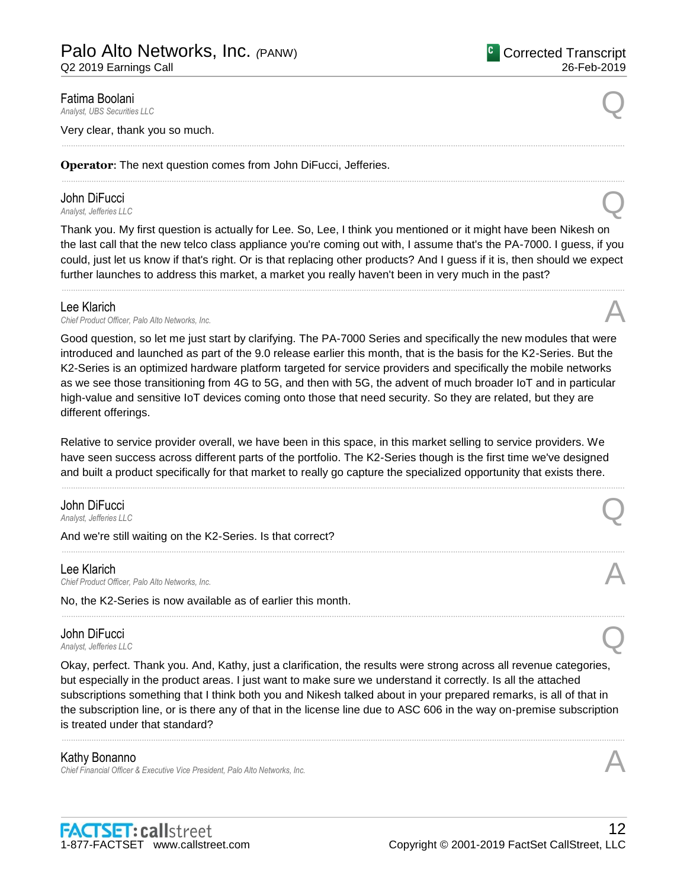**Fatima Boolani**
*Analyst, UBS Securities LLC*

Q

Very clear, thank you so much.

---

**Operator**: The next question comes from John DiFucci, Jefferies.

---

**John DiFucci**
*Analyst, Jefferies LLC*

Q

Thank you. My first question is actually for Lee. So, Lee, I think you mentioned or it might have been Nikesh on the last call that the new telco class appliance you're coming out with, I assume that's the PA-7000. I guess, if you could, just let us know if that's right. Or is that replacing other products? And I guess if it is, then should we expect further launches to address this market, a market you really haven't been in very much in the past?

---

**Lee Klarich**
*Chief Product Officer, Palo Alto Networks, Inc.*

A

Good question, so let me just start by clarifying. The PA-7000 Series and specifically the new modules that were introduced and launched as part of the 9.0 release earlier this month, that is the basis for the K2-Series. But the K2-Series is an optimized hardware platform targeted for service providers and specifically the mobile networks as we see those transitioning from 4G to 5G, and then with 5G, the advent of much broader IoT and in particular high-value and sensitive IoT devices coming onto those that need security. So they are related, but they are different offerings.

Relative to service provider overall, we have been in this space, in this market selling to service providers. We have seen success across different parts of the portfolio. The K2-Series though is the first time we've designed and built a product specifically for that market to really go capture the specialized opportunity that exists there.

---

**John DiFucci**
*Analyst, Jefferies LLC*

Q

And we're still waiting on the K2-Series. Is that correct?

---

**Lee Klarich**
*Chief Product Officer, Palo Alto Networks, Inc.*

A

No, the K2-Series is now available as of earlier this month.

---

**John DiFucci**
*Analyst, Jefferies LLC*

Q

Okay, perfect. Thank you. And, Kathy, just a clarification, the results were strong across all revenue categories, but especially in the product areas. I just want to make sure we understand it correctly. Is all the attached subscriptions something that I think both you and Nikesh talked about in your prepared remarks, is all of that in the subscription line, or is there any of that in the license line due to ASC 606 in the way on-premise subscription is treated under that standard?

---

**Kathy Bonanno**
*Chief Financial Officer & Executive Vice President, Palo Alto Networks, Inc.*

A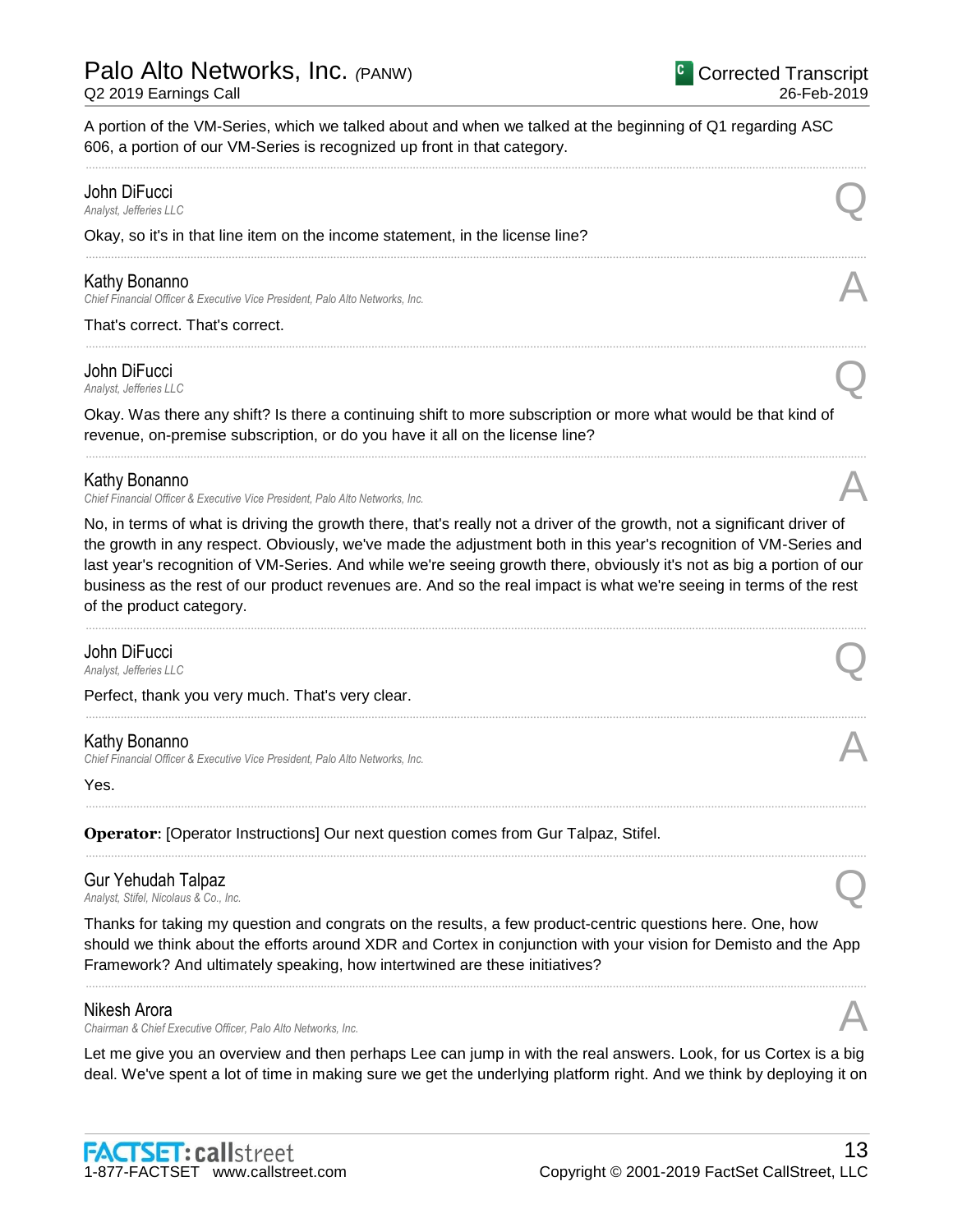A portion of the VM-Series, which we talked about and when we talked at the beginning of Q1 regarding ASC 606, a portion of our VM-Series is recognized up front in that category.

---

**John DiFucci**
*Analyst, Jefferies LLC* — Q

Okay, so it's in that line item on the income statement, in the license line?

---

**Kathy Bonanno**
*Chief Financial Officer & Executive Vice President, Palo Alto Networks, Inc.* — A

That's correct. That's correct.

---

**John DiFucci**
*Analyst, Jefferies LLC* — Q

Okay. Was there any shift? Is there a continuing shift to more subscription or more what would be that kind of revenue, on-premise subscription, or do you have it all on the license line?

---

**Kathy Bonanno**
*Chief Financial Officer & Executive Vice President, Palo Alto Networks, Inc.* — A

No, in terms of what is driving the growth there, that's really not a driver of the growth, not a significant driver of the growth in any respect. Obviously, we've made the adjustment both in this year's recognition of VM-Series and last year's recognition of VM-Series. And while we're seeing growth there, obviously it's not as big a portion of our business as the rest of our product revenues are. And so the real impact is what we're seeing in terms of the rest of the product category.

---

**John DiFucci**
*Analyst, Jefferies LLC* — Q

Perfect, thank you very much. That's very clear.

---

**Kathy Bonanno**
*Chief Financial Officer & Executive Vice President, Palo Alto Networks, Inc.* — A

Yes.

---

**Operator**: [Operator Instructions] Our next question comes from Gur Talpaz, Stifel.

---

**Gur Yehudah Talpaz**
*Analyst, Stifel, Nicolaus & Co., Inc.* — Q

Thanks for taking my question and congrats on the results, a few product-centric questions here. One, how should we think about the efforts around XDR and Cortex in conjunction with your vision for Demisto and the App Framework? And ultimately speaking, how intertwined are these initiatives?

---

**Nikesh Arora**
*Chairman & Chief Executive Officer, Palo Alto Networks, Inc.* — A

Let me give you an overview and then perhaps Lee can jump in with the real answers. Look, for us Cortex is a big deal. We've spent a lot of time in making sure we get the underlying platform right. And we think by deploying it on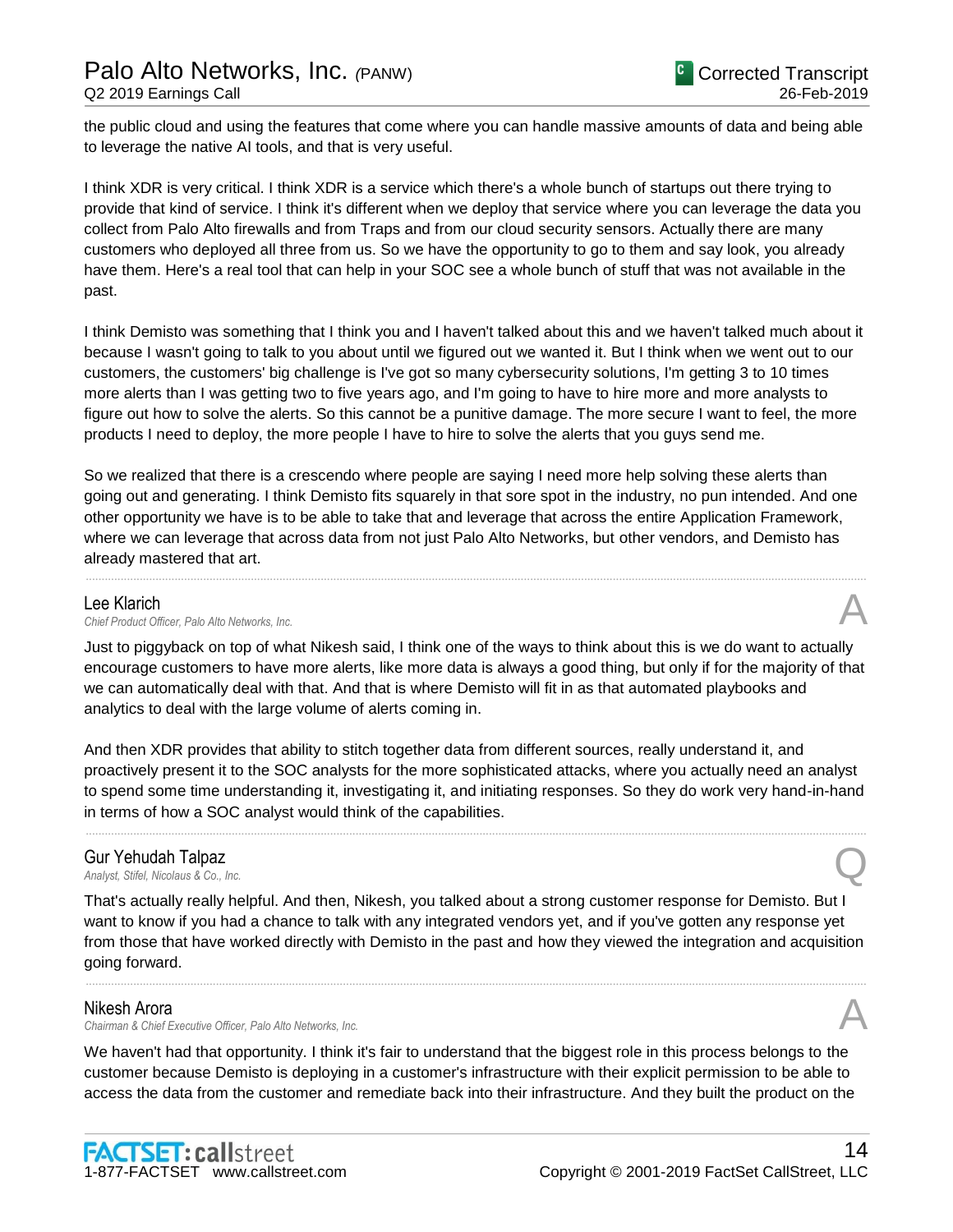the public cloud and using the features that come where you can handle massive amounts of data and being able to leverage the native AI tools, and that is very useful.

I think XDR is very critical. I think XDR is a service which there's a whole bunch of startups out there trying to provide that kind of service. I think it's different when we deploy that service where you can leverage the data you collect from Palo Alto firewalls and from Traps and from our cloud security sensors. Actually there are many customers who deployed all three from us. So we have the opportunity to go to them and say look, you already have them. Here's a real tool that can help in your SOC see a whole bunch of stuff that was not available in the past.

I think Demisto was something that I think you and I haven't talked about this and we haven't talked much about it because I wasn't going to talk to you about until we figured out we wanted it. But I think when we went out to our customers, the customers' big challenge is I've got so many cybersecurity solutions, I'm getting 3 to 10 times more alerts than I was getting two to five years ago, and I'm going to have to hire more and more analysts to figure out how to solve the alerts. So this cannot be a punitive damage. The more secure I want to feel, the more products I need to deploy, the more people I have to hire to solve the alerts that you guys send me.

So we realized that there is a crescendo where people are saying I need more help solving these alerts than going out and generating. I think Demisto fits squarely in that sore spot in the industry, no pun intended. And one other opportunity we have is to be able to take that and leverage that across the entire Application Framework, where we can leverage that across data from not just Palo Alto Networks, but other vendors, and Demisto has already mastered that art.

---

**Lee Klarich** A
*Chief Product Officer, Palo Alto Networks, Inc.*

Just to piggyback on top of what Nikesh said, I think one of the ways to think about this is we do want to actually encourage customers to have more alerts, like more data is always a good thing, but only if for the majority of that we can automatically deal with that. And that is where Demisto will fit in as that automated playbooks and analytics to deal with the large volume of alerts coming in.

And then XDR provides that ability to stitch together data from different sources, really understand it, and proactively present it to the SOC analysts for the more sophisticated attacks, where you actually need an analyst to spend some time understanding it, investigating it, and initiating responses. So they do work very hand-in-hand in terms of how a SOC analyst would think of the capabilities.

---

**Gur Yehudah Talpaz** Q
*Analyst, Stifel, Nicolaus & Co., Inc.*

That's actually really helpful. And then, Nikesh, you talked about a strong customer response for Demisto. But I want to know if you had a chance to talk with any integrated vendors yet, and if you've gotten any response yet from those that have worked directly with Demisto in the past and how they viewed the integration and acquisition going forward.

---

**Nikesh Arora** A
*Chairman & Chief Executive Officer, Palo Alto Networks, Inc.*

We haven't had that opportunity. I think it's fair to understand that the biggest role in this process belongs to the customer because Demisto is deploying in a customer's infrastructure with their explicit permission to be able to access the data from the customer and remediate back into their infrastructure. And they built the product on the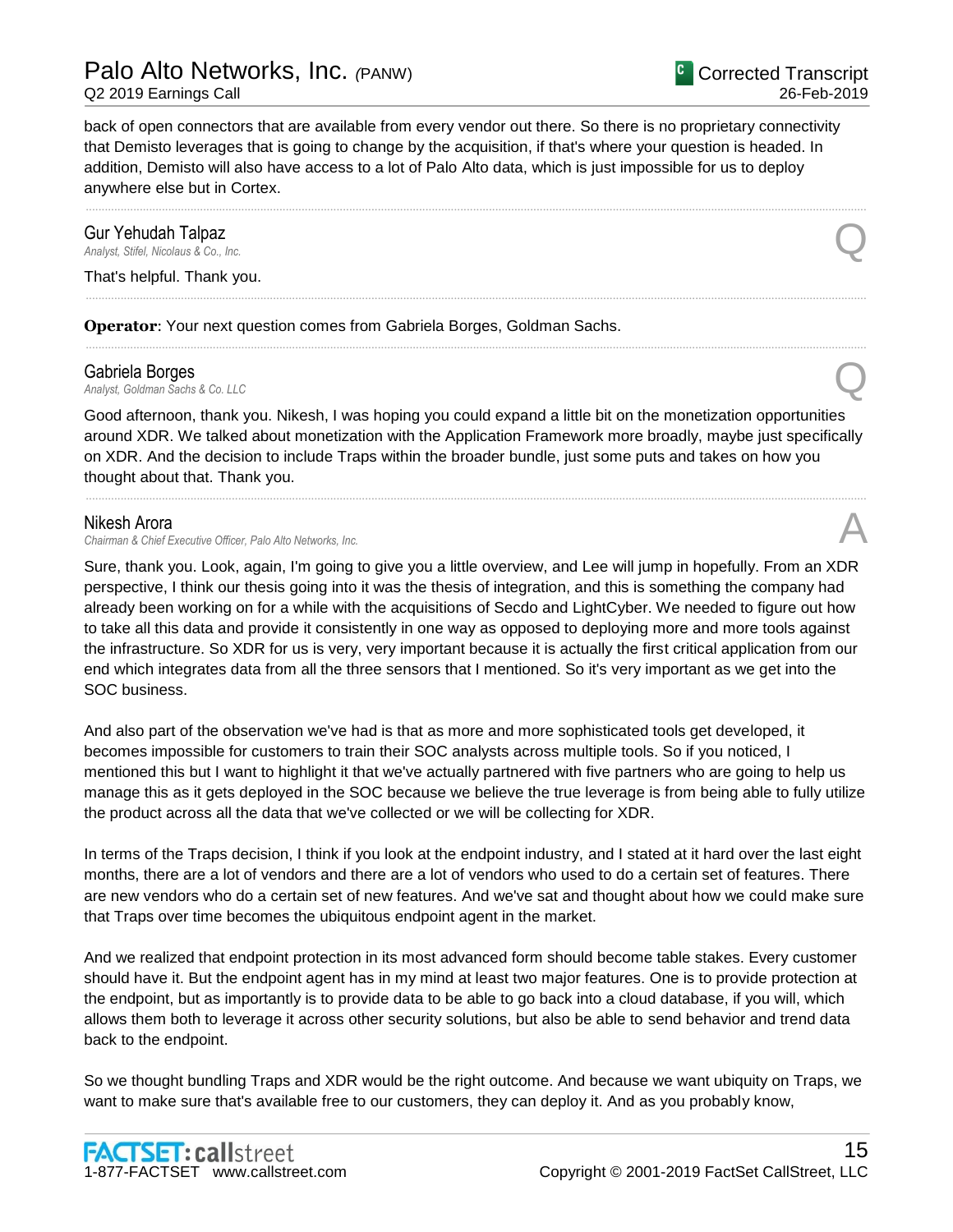back of open connectors that are available from every vendor out there. So there is no proprietary connectivity that Demisto leverages that is going to change by the acquisition, if that's where your question is headed. In addition, Demisto will also have access to a lot of Palo Alto data, which is just impossible for us to deploy anywhere else but in Cortex.

---

**Gur Yehudah Talpaz**
*Analyst, Stifel, Nicolaus & Co., Inc.* **Q**

That's helpful. Thank you.

---

**Operator**: Your next question comes from Gabriela Borges, Goldman Sachs.

---

**Gabriela Borges**
*Analyst, Goldman Sachs & Co. LLC* **Q**

Good afternoon, thank you. Nikesh, I was hoping you could expand a little bit on the monetization opportunities around XDR. We talked about monetization with the Application Framework more broadly, maybe just specifically on XDR. And the decision to include Traps within the broader bundle, just some puts and takes on how you thought about that. Thank you.

---

**Nikesh Arora**
*Chairman & Chief Executive Officer, Palo Alto Networks, Inc.* **A**

Sure, thank you. Look, again, I'm going to give you a little overview, and Lee will jump in hopefully. From an XDR perspective, I think our thesis going into it was the thesis of integration, and this is something the company had already been working on for a while with the acquisitions of Secdo and LightCyber. We needed to figure out how to take all this data and provide it consistently in one way as opposed to deploying more and more tools against the infrastructure. So XDR for us is very, very important because it is actually the first critical application from our end which integrates data from all the three sensors that I mentioned. So it's very important as we get into the SOC business.

And also part of the observation we've had is that as more and more sophisticated tools get developed, it becomes impossible for customers to train their SOC analysts across multiple tools. So if you noticed, I mentioned this but I want to highlight it that we've actually partnered with five partners who are going to help us manage this as it gets deployed in the SOC because we believe the true leverage is from being able to fully utilize the product across all the data that we've collected or we will be collecting for XDR.

In terms of the Traps decision, I think if you look at the endpoint industry, and I stated at it hard over the last eight months, there are a lot of vendors and there are a lot of vendors who used to do a certain set of features. There are new vendors who do a certain set of new features. And we've sat and thought about how we could make sure that Traps over time becomes the ubiquitous endpoint agent in the market.

And we realized that endpoint protection in its most advanced form should become table stakes. Every customer should have it. But the endpoint agent has in my mind at least two major features. One is to provide protection at the endpoint, but as importantly is to provide data to be able to go back into a cloud database, if you will, which allows them both to leverage it across other security solutions, but also be able to send behavior and trend data back to the endpoint.

So we thought bundling Traps and XDR would be the right outcome. And because we want ubiquity on Traps, we want to make sure that's available free to our customers, they can deploy it. And as you probably know,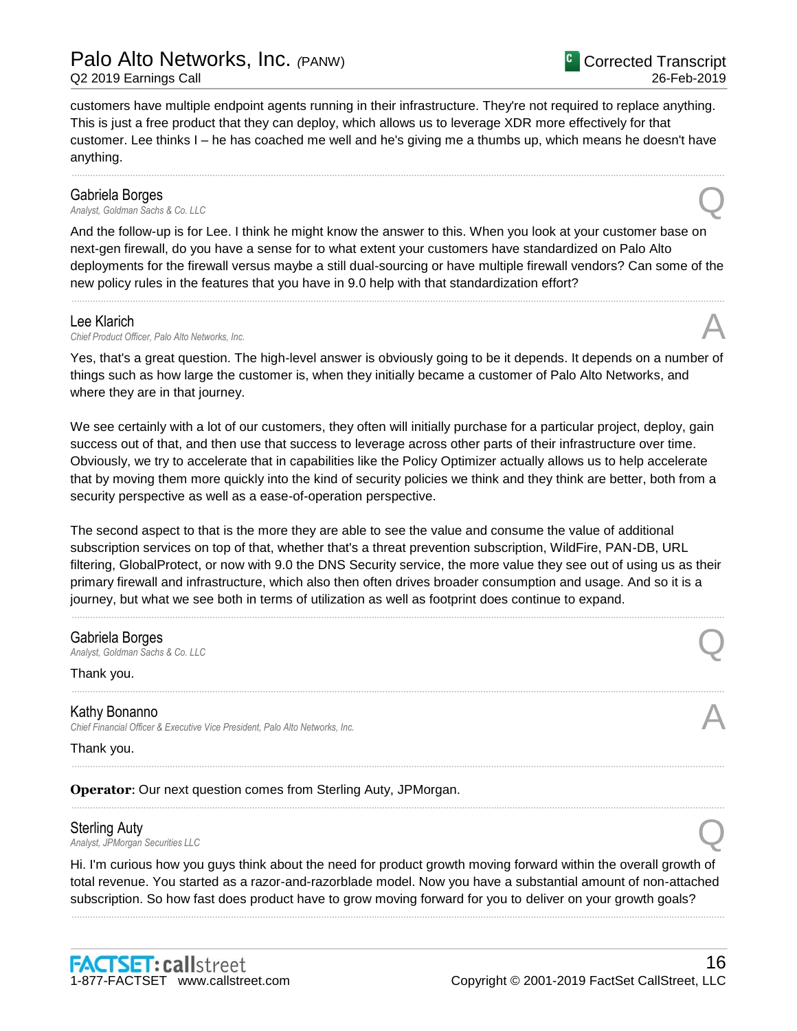customers have multiple endpoint agents running in their infrastructure. They're not required to replace anything. This is just a free product that they can deploy, which allows us to leverage XDR more effectively for that customer. Lee thinks I – he has coached me well and he's giving me a thumbs up, which means he doesn't have anything.

---

**Gabriela Borges**
*Analyst, Goldman Sachs & Co. LLC*

**Q**

And the follow-up is for Lee. I think he might know the answer to this. When you look at your customer base on next-gen firewall, do you have a sense for to what extent your customers have standardized on Palo Alto deployments for the firewall versus maybe a still dual-sourcing or have multiple firewall vendors? Can some of the new policy rules in the features that you have in 9.0 help with that standardization effort?

---

**Lee Klarich**
*Chief Product Officer, Palo Alto Networks, Inc.*

**A**

Yes, that's a great question. The high-level answer is obviously going to be it depends. It depends on a number of things such as how large the customer is, when they initially became a customer of Palo Alto Networks, and where they are in that journey.

We see certainly with a lot of our customers, they often will initially purchase for a particular project, deploy, gain success out of that, and then use that success to leverage across other parts of their infrastructure over time. Obviously, we try to accelerate that in capabilities like the Policy Optimizer actually allows us to help accelerate that by moving them more quickly into the kind of security policies we think and they think are better, both from a security perspective as well as a ease-of-operation perspective.

The second aspect to that is the more they are able to see the value and consume the value of additional subscription services on top of that, whether that's a threat prevention subscription, WildFire, PAN-DB, URL filtering, GlobalProtect, or now with 9.0 the DNS Security service, the more value they see out of using us as their primary firewall and infrastructure, which also then often drives broader consumption and usage. And so it is a journey, but what we see both in terms of utilization as well as footprint does continue to expand.

---

**Gabriela Borges**
*Analyst, Goldman Sachs & Co. LLC*

**Q**

Thank you.

---

**Kathy Bonanno**
*Chief Financial Officer & Executive Vice President, Palo Alto Networks, Inc.*

**A**

Thank you.

---

**Operator**: Our next question comes from Sterling Auty, JPMorgan.

---

**Sterling Auty**
*Analyst, JPMorgan Securities LLC*

**Q**

Hi. I'm curious how you guys think about the need for product growth moving forward within the overall growth of total revenue. You started as a razor-and-razorblade model. Now you have a substantial amount of non-attached subscription. So how fast does product have to grow moving forward for you to deliver on your growth goals?

---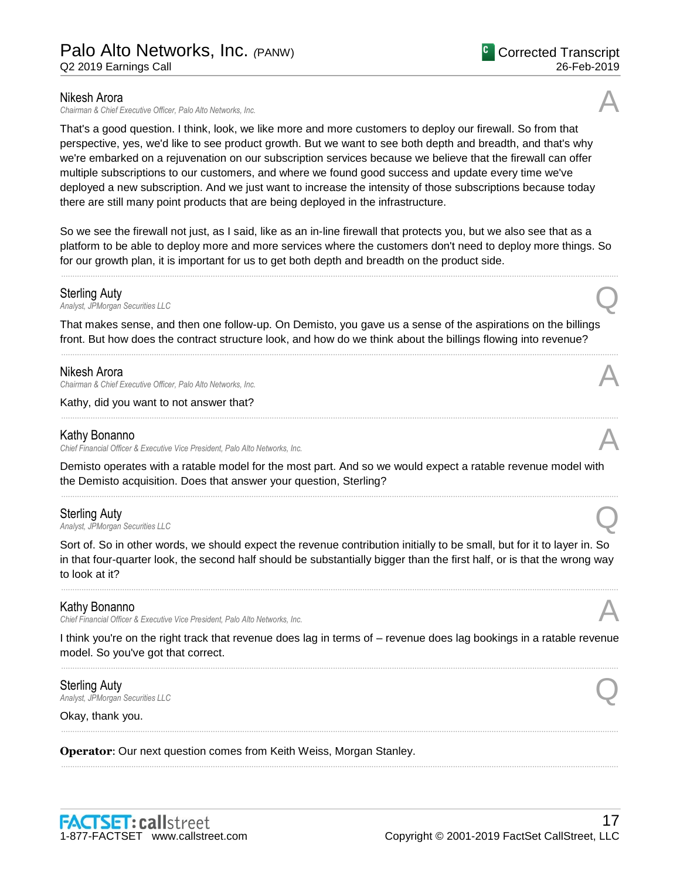**Nikesh Arora**
*Chairman & Chief Executive Officer, Palo Alto Networks, Inc.*

A

That's a good question. I think, look, we like more and more customers to deploy our firewall. So from that perspective, yes, we'd like to see product growth. But we want to see both depth and breadth, and that's why we're embarked on a rejuvenation on our subscription services because we believe that the firewall can offer multiple subscriptions to our customers, and where we found good success and update every time we've deployed a new subscription. And we just want to increase the intensity of those subscriptions because today there are still many point products that are being deployed in the infrastructure.

So we see the firewall not just, as I said, like as an in-line firewall that protects you, but we also see that as a platform to be able to deploy more and more services where the customers don't need to deploy more things. So for our growth plan, it is important for us to get both depth and breadth on the product side.

---

**Sterling Auty**
*Analyst, JPMorgan Securities LLC*

Q

That makes sense, and then one follow-up. On Demisto, you gave us a sense of the aspirations on the billings front. But how does the contract structure look, and how do we think about the billings flowing into revenue?

---

**Nikesh Arora**
*Chairman & Chief Executive Officer, Palo Alto Networks, Inc.*

A

Kathy, did you want to not answer that?

---

**Kathy Bonanno**
*Chief Financial Officer & Executive Vice President, Palo Alto Networks, Inc.*

A

Demisto operates with a ratable model for the most part. And so we would expect a ratable revenue model with the Demisto acquisition. Does that answer your question, Sterling?

---

**Sterling Auty**
*Analyst, JPMorgan Securities LLC*

Q

Sort of. So in other words, we should expect the revenue contribution initially to be small, but for it to layer in. So in that four-quarter look, the second half should be substantially bigger than the first half, or is that the wrong way to look at it?

---

**Kathy Bonanno**
*Chief Financial Officer & Executive Vice President, Palo Alto Networks, Inc.*

A

I think you're on the right track that revenue does lag in terms of – revenue does lag bookings in a ratable revenue model. So you've got that correct.

---

**Sterling Auty**
*Analyst, JPMorgan Securities LLC*

Q

Okay, thank you.

---

**Operator**: Our next question comes from Keith Weiss, Morgan Stanley.

---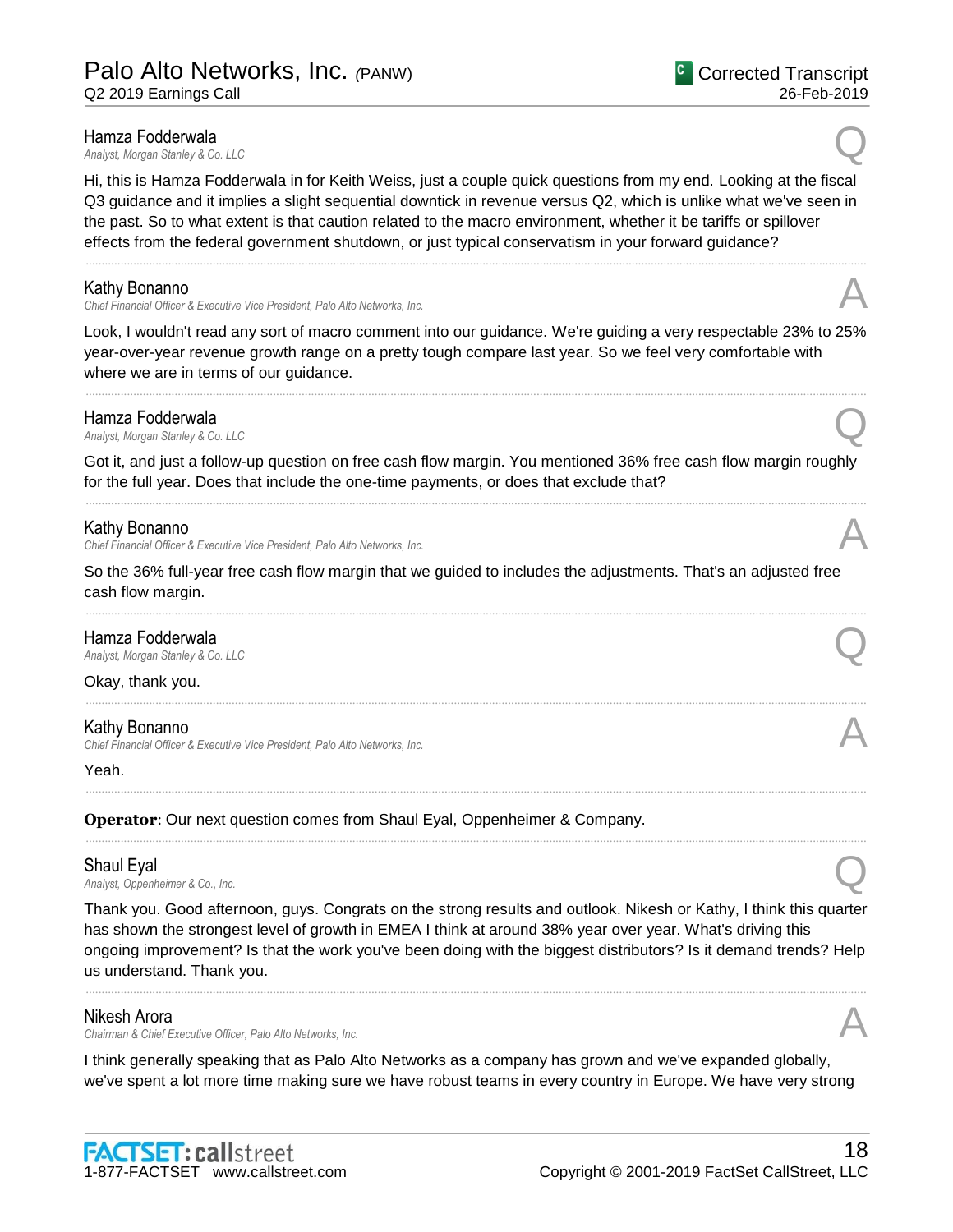**Hamza Fodderwala**
*Analyst, Morgan Stanley & Co. LLC* Q

Hi, this is Hamza Fodderwala in for Keith Weiss, just a couple quick questions from my end. Looking at the fiscal Q3 guidance and it implies a slight sequential downtick in revenue versus Q2, which is unlike what we've seen in the past. So to what extent is that caution related to the macro environment, whether it be tariffs or spillover effects from the federal government shutdown, or just typical conservatism in your forward guidance?

---

**Kathy Bonanno**
*Chief Financial Officer & Executive Vice President, Palo Alto Networks, Inc.* A

Look, I wouldn't read any sort of macro comment into our guidance. We're guiding a very respectable 23% to 25% year-over-year revenue growth range on a pretty tough compare last year. So we feel very comfortable with where we are in terms of our guidance.

---

**Hamza Fodderwala**
*Analyst, Morgan Stanley & Co. LLC* Q

Got it, and just a follow-up question on free cash flow margin. You mentioned 36% free cash flow margin roughly for the full year. Does that include the one-time payments, or does that exclude that?

---

**Kathy Bonanno**
*Chief Financial Officer & Executive Vice President, Palo Alto Networks, Inc.* A

So the 36% full-year free cash flow margin that we guided to includes the adjustments. That's an adjusted free cash flow margin.

---

**Hamza Fodderwala**
*Analyst, Morgan Stanley & Co. LLC* Q

Okay, thank you.

---

**Kathy Bonanno**
*Chief Financial Officer & Executive Vice President, Palo Alto Networks, Inc.* A

Yeah.

---

**Operator**: Our next question comes from Shaul Eyal, Oppenheimer & Company.

---

**Shaul Eyal**
*Analyst, Oppenheimer & Co., Inc.* Q

Thank you. Good afternoon, guys. Congrats on the strong results and outlook. Nikesh or Kathy, I think this quarter has shown the strongest level of growth in EMEA I think at around 38% year over year. What's driving this ongoing improvement? Is that the work you've been doing with the biggest distributors? Is it demand trends? Help us understand. Thank you.

---

**Nikesh Arora**
*Chairman & Chief Executive Officer, Palo Alto Networks, Inc.* A

I think generally speaking that as Palo Alto Networks as a company has grown and we've expanded globally, we've spent a lot more time making sure we have robust teams in every country in Europe. We have very strong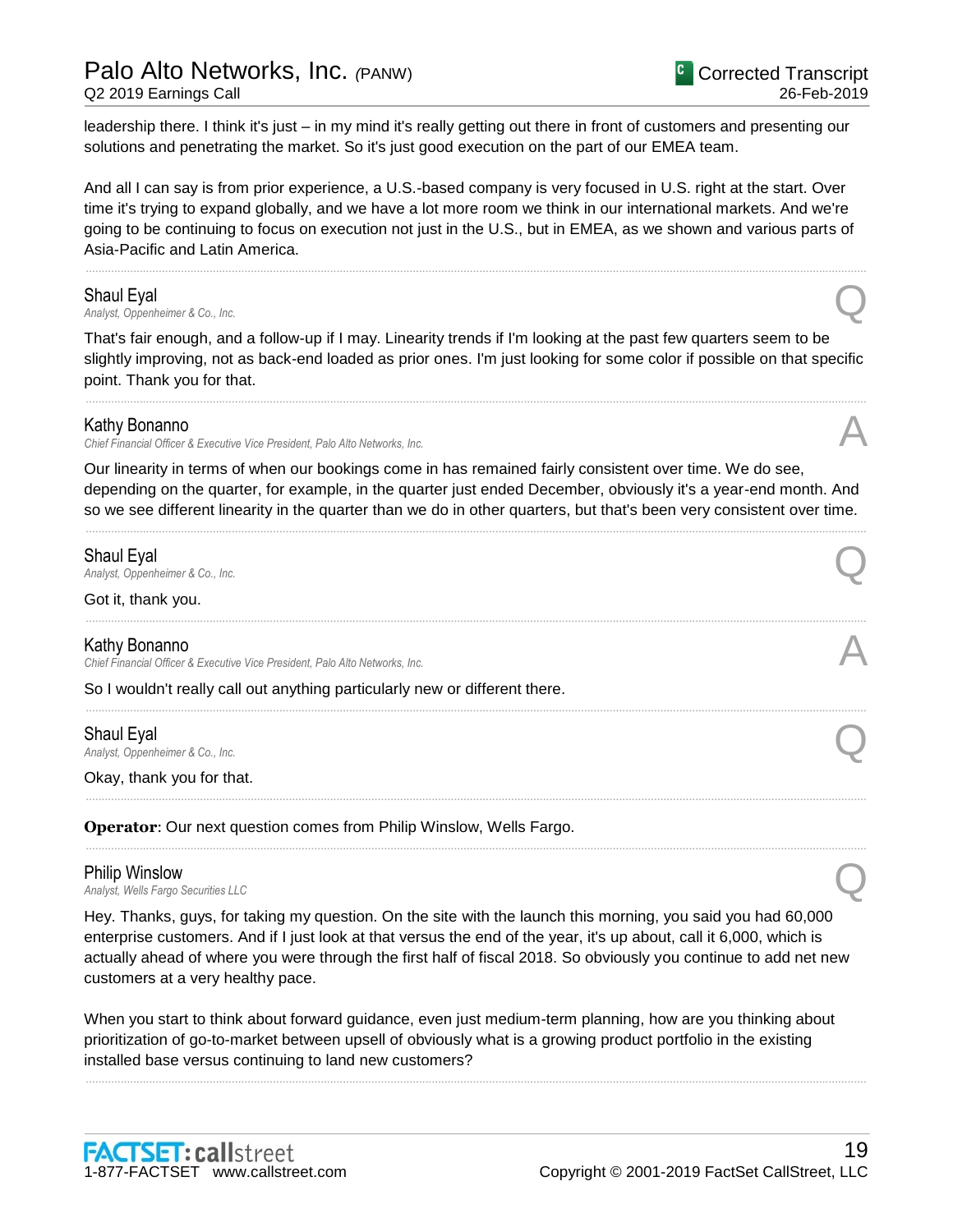leadership there. I think it's just – in my mind it's really getting out there in front of customers and presenting our solutions and penetrating the market. So it's just good execution on the part of our EMEA team.

And all I can say is from prior experience, a U.S.-based company is very focused in U.S. right at the start. Over time it's trying to expand globally, and we have a lot more room we think in our international markets. And we're going to be continuing to focus on execution not just in the U.S., but in EMEA, as we shown and various parts of Asia-Pacific and Latin America.

---

**Shaul Eyal**
*Analyst, Oppenheimer & Co., Inc.* **Q**

That's fair enough, and a follow-up if I may. Linearity trends if I'm looking at the past few quarters seem to be slightly improving, not as back-end loaded as prior ones. I'm just looking for some color if possible on that specific point. Thank you for that.

---

**Kathy Bonanno**
*Chief Financial Officer & Executive Vice President, Palo Alto Networks, Inc.* **A**

Our linearity in terms of when our bookings come in has remained fairly consistent over time. We do see, depending on the quarter, for example, in the quarter just ended December, obviously it's a year-end month. And so we see different linearity in the quarter than we do in other quarters, but that's been very consistent over time.

---

**Shaul Eyal**
*Analyst, Oppenheimer & Co., Inc.* **Q**

Got it, thank you.

---

**Kathy Bonanno**
*Chief Financial Officer & Executive Vice President, Palo Alto Networks, Inc.* **A**

So I wouldn't really call out anything particularly new or different there.

---

**Shaul Eyal**
*Analyst, Oppenheimer & Co., Inc.* **Q**

Okay, thank you for that.

---

**Operator**: Our next question comes from Philip Winslow, Wells Fargo.

---

**Philip Winslow**
*Analyst, Wells Fargo Securities LLC* **Q**

Hey. Thanks, guys, for taking my question. On the site with the launch this morning, you said you had 60,000 enterprise customers. And if I just look at that versus the end of the year, it's up about, call it 6,000, which is actually ahead of where you were through the first half of fiscal 2018. So obviously you continue to add net new customers at a very healthy pace.

When you start to think about forward guidance, even just medium-term planning, how are you thinking about prioritization of go-to-market between upsell of obviously what is a growing product portfolio in the existing installed base versus continuing to land new customers?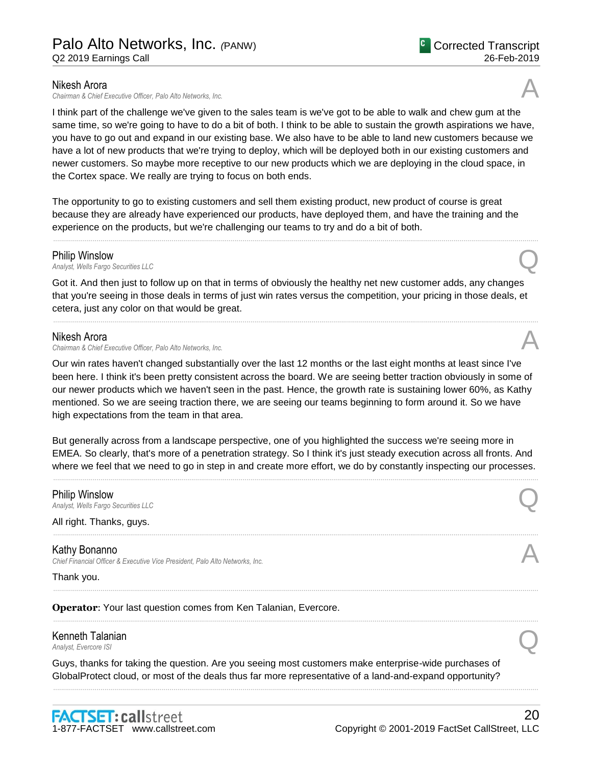Nikesh Arora
*Chairman & Chief Executive Officer, Palo Alto Networks, Inc.*

A

I think part of the challenge we've given to the sales team is we've got to be able to walk and chew gum at the same time, so we're going to have to do a bit of both. I think to be able to sustain the growth aspirations we have, you have to go out and expand in our existing base. We also have to be able to land new customers because we have a lot of new products that we're trying to deploy, which will be deployed both in our existing customers and newer customers. So maybe more receptive to our new products which we are deploying in the cloud space, in the Cortex space. We really are trying to focus on both ends.

The opportunity to go to existing customers and sell them existing product, new product of course is great because they are already have experienced our products, have deployed them, and have the training and the experience on the products, but we're challenging our teams to try and do a bit of both.

---

Philip Winslow
*Analyst, Wells Fargo Securities LLC*

Q

Got it. And then just to follow up on that in terms of obviously the healthy net new customer adds, any changes that you're seeing in those deals in terms of just win rates versus the competition, your pricing in those deals, et cetera, just any color on that would be great.

---

Nikesh Arora
*Chairman & Chief Executive Officer, Palo Alto Networks, Inc.*

A

Our win rates haven't changed substantially over the last 12 months or the last eight months at least since I've been here. I think it's been pretty consistent across the board. We are seeing better traction obviously in some of our newer products which we haven't seen in the past. Hence, the growth rate is sustaining lower 60%, as Kathy mentioned. So we are seeing traction there, we are seeing our teams beginning to form around it. So we have high expectations from the team in that area.

But generally across from a landscape perspective, one of you highlighted the success we're seeing more in EMEA. So clearly, that's more of a penetration strategy. So I think it's just steady execution across all fronts. And where we feel that we need to go in step in and create more effort, we do by constantly inspecting our processes.

---

Philip Winslow
*Analyst, Wells Fargo Securities LLC*

Q

All right. Thanks, guys.

---

Kathy Bonanno
*Chief Financial Officer & Executive Vice President, Palo Alto Networks, Inc.*

A

Thank you.

---

**Operator**: Your last question comes from Ken Talanian, Evercore.

---

Kenneth Talanian
*Analyst, Evercore ISI*

Q

Guys, thanks for taking the question. Are you seeing most customers make enterprise-wide purchases of GlobalProtect cloud, or most of the deals thus far more representative of a land-and-expand opportunity?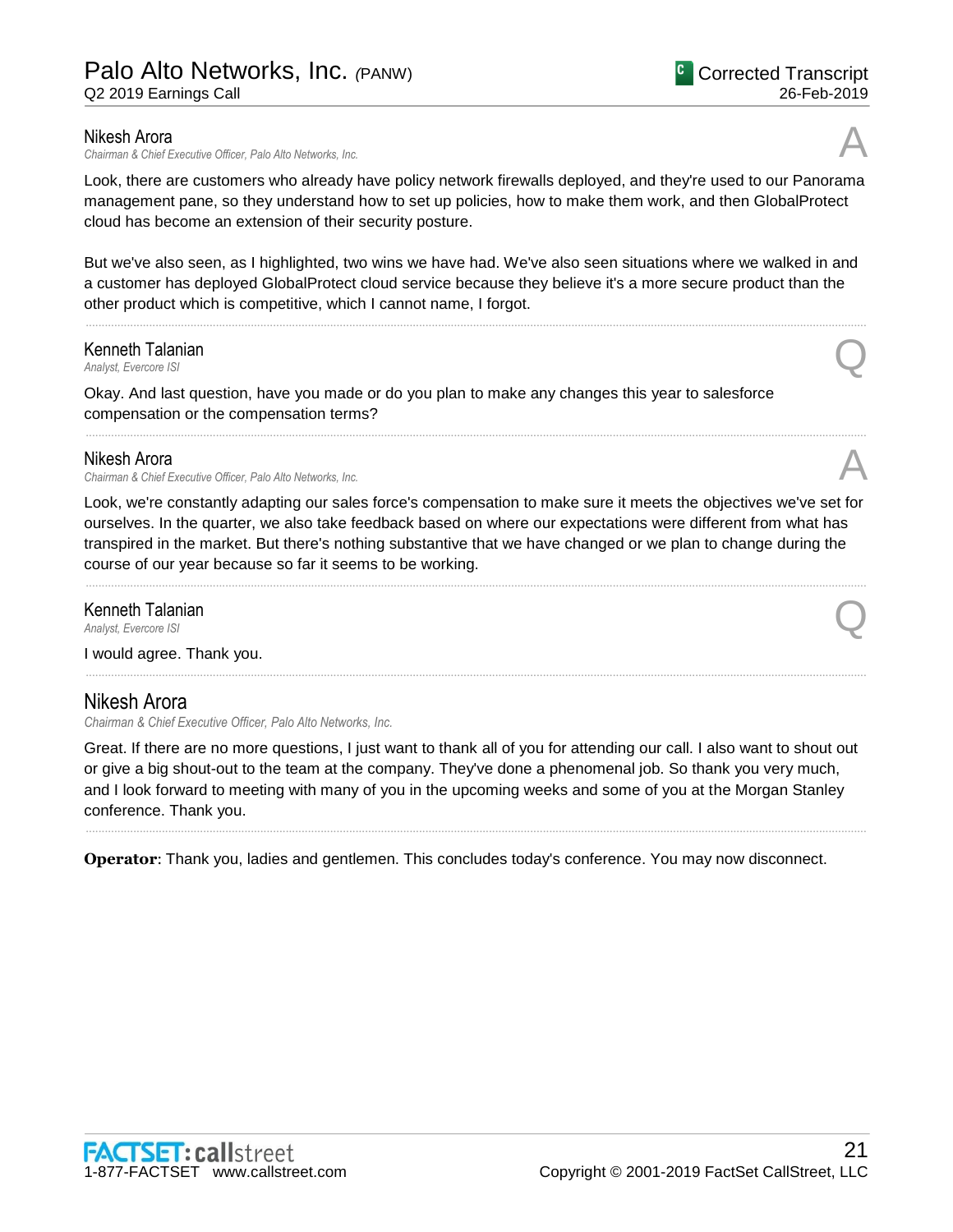**Nikesh Arora**
*Chairman & Chief Executive Officer, Palo Alto Networks, Inc.*

A

Look, there are customers who already have policy network firewalls deployed, and they're used to our Panorama management pane, so they understand how to set up policies, how to make them work, and then GlobalProtect cloud has become an extension of their security posture.

But we've also seen, as I highlighted, two wins we have had. We've also seen situations where we walked in and a customer has deployed GlobalProtect cloud service because they believe it's a more secure product than the other product which is competitive, which I cannot name, I forgot.

---

**Kenneth Talanian**
*Analyst, Evercore ISI*

Q

Okay. And last question, have you made or do you plan to make any changes this year to salesforce compensation or the compensation terms?

---

**Nikesh Arora**
*Chairman & Chief Executive Officer, Palo Alto Networks, Inc.*

A

Look, we're constantly adapting our sales force's compensation to make sure it meets the objectives we've set for ourselves. In the quarter, we also take feedback based on where our expectations were different from what has transpired in the market. But there's nothing substantive that we have changed or we plan to change during the course of our year because so far it seems to be working.

---

**Kenneth Talanian**
*Analyst, Evercore ISI*

Q

I would agree. Thank you.

---

## Nikesh Arora

*Chairman & Chief Executive Officer, Palo Alto Networks, Inc.*

Great. If there are no more questions, I just want to thank all of you for attending our call. I also want to shout out or give a big shout-out to the team at the company. They've done a phenomenal job. So thank you very much, and I look forward to meeting with many of you in the upcoming weeks and some of you at the Morgan Stanley conference. Thank you.

---

**Operator**: Thank you, ladies and gentlemen. This concludes today's conference. You may now disconnect.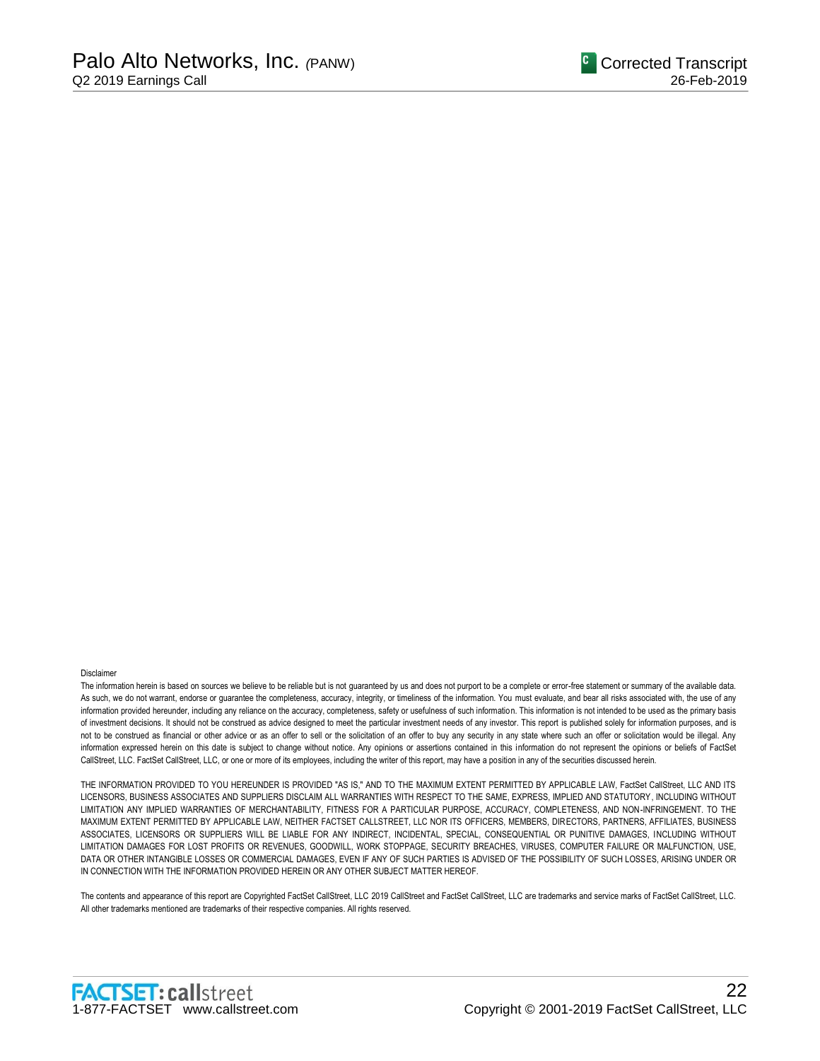Disclaimer

The information herein is based on sources we believe to be reliable but is not guaranteed by us and does not purport to be a complete or error-free statement or summary of the available data. As such, we do not warrant, endorse or guarantee the completeness, accuracy, integrity, or timeliness of the information. You must evaluate, and bear all risks associated with, the use of any information provided hereunder, including any reliance on the accuracy, completeness, safety or usefulness of such information. This information is not intended to be used as the primary basis of investment decisions. It should not be construed as advice designed to meet the particular investment needs of any investor. This report is published solely for information purposes, and is not to be construed as financial or other advice or as an offer to sell or the solicitation of an offer to buy any security in any state where such an offer or solicitation would be illegal. Any information expressed herein on this date is subject to change without notice. Any opinions or assertions contained in this information do not represent the opinions or beliefs of FactSet CallStreet, LLC. FactSet CallStreet, LLC, or one or more of its employees, including the writer of this report, may have a position in any of the securities discussed herein.

THE INFORMATION PROVIDED TO YOU HEREUNDER IS PROVIDED "AS IS," AND TO THE MAXIMUM EXTENT PERMITTED BY APPLICABLE LAW, FactSet CallStreet, LLC AND ITS LICENSORS, BUSINESS ASSOCIATES AND SUPPLIERS DISCLAIM ALL WARRANTIES WITH RESPECT TO THE SAME, EXPRESS, IMPLIED AND STATUTORY, INCLUDING WITHOUT LIMITATION ANY IMPLIED WARRANTIES OF MERCHANTABILITY, FITNESS FOR A PARTICULAR PURPOSE, ACCURACY, COMPLETENESS, AND NON-INFRINGEMENT. TO THE MAXIMUM EXTENT PERMITTED BY APPLICABLE LAW, NEITHER FACTSET CALLSTREET, LLC NOR ITS OFFICERS, MEMBERS, DIRECTORS, PARTNERS, AFFILIATES, BUSINESS ASSOCIATES, LICENSORS OR SUPPLIERS WILL BE LIABLE FOR ANY INDIRECT, INCIDENTAL, SPECIAL, CONSEQUENTIAL OR PUNITIVE DAMAGES, INCLUDING WITHOUT LIMITATION DAMAGES FOR LOST PROFITS OR REVENUES, GOODWILL, WORK STOPPAGE, SECURITY BREACHES, VIRUSES, COMPUTER FAILURE OR MALFUNCTION, USE, DATA OR OTHER INTANGIBLE LOSSES OR COMMERCIAL DAMAGES, EVEN IF ANY OF SUCH PARTIES IS ADVISED OF THE POSSIBILITY OF SUCH LOSSES, ARISING UNDER OR IN CONNECTION WITH THE INFORMATION PROVIDED HEREIN OR ANY OTHER SUBJECT MATTER HEREOF.

The contents and appearance of this report are Copyrighted FactSet CallStreet, LLC 2019 CallStreet and FactSet CallStreet, LLC are trademarks and service marks of FactSet CallStreet, LLC. All other trademarks mentioned are trademarks of their respective companies. All rights reserved.